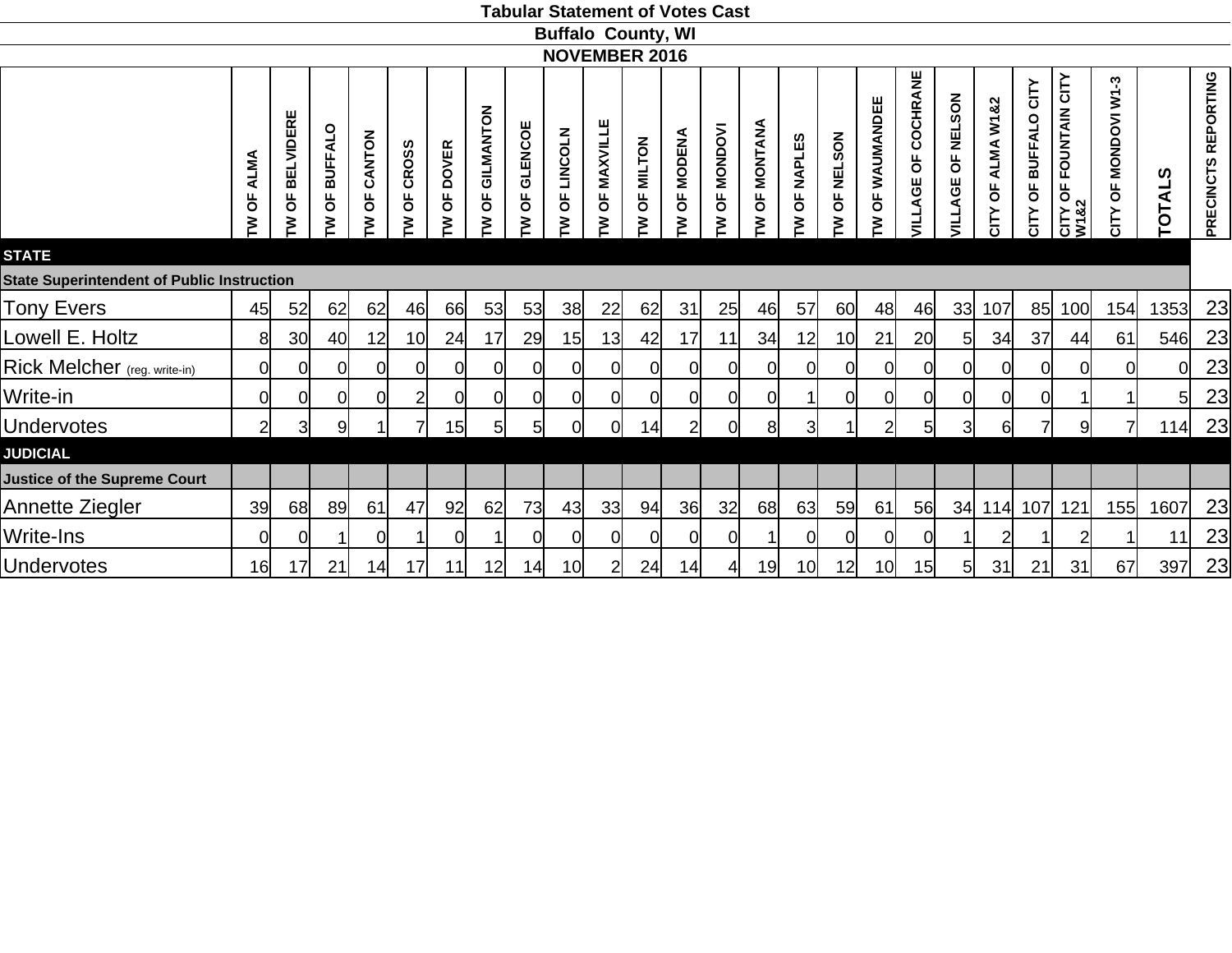# Tabular Statement of Votes Cast

## Buffalo County, WI

## NOVEMBER 2016

| | TW OF ALMA | TW OF BELVIDERE | TW OF BUFFALO | TW OF CANTON | TW OF CROSS | TW OF DOVER | TW OF GILMANTON | TW OF GLENCOE | TW OF LINCOLN | TW OF MAXVILLE | TW OF MILTON | TW OF MODENA | TW OF MONDOVI | TW OF MONTANA | TW OF NAPLES | TW OF NELSON | TW OF WAUMANDEE | VILLAGE OF COCHRANE | VILLAGE OF NELSON | CITY OF ALMA W1&2 | CITY OF BUFFALO CITY | CITY OF FOUNTAIN CITY W1&2 | CITY OF MONDOVI W1-3 | TOTALS | PRECINCTS REPORTING |
|---|---|---|---|---|---|---|---|---|---|---|---|---|---|---|---|---|---|---|---|---|---|---|---|---|---|
| **STATE** | | | | | | | | | | | | | | | | | | | | | | | | | |
| **State Superintendent of Public Instruction** | | | | | | | | | | | | | | | | | | | | | | | | | |
| Tony Evers | 45 | 52 | 62 | 62 | 46 | 66 | 53 | 53 | 38 | 22 | 62 | 31 | 25 | 46 | 57 | 60 | 48 | 46 | 33 | 107 | 85 | 100 | 154 | 1353 | 23 |
| Lowell E. Holtz | 8 | 30 | 40 | 12 | 10 | 24 | 17 | 29 | 15 | 13 | 42 | 17 | 11 | 34 | 12 | 10 | 21 | 20 | 5 | 34 | 37 | 44 | 61 | 546 | 23 |
| Rick Melcher (reg. write-in) | 0 | 0 | 0 | 0 | 0 | 0 | 0 | 0 | 0 | 0 | 0 | 0 | 0 | 0 | 0 | 0 | 0 | 0 | 0 | 0 | 0 | 0 | 0 | 0 | 23 |
| Write-in | 0 | 0 | 0 | 0 | 2 | 0 | 0 | 0 | 0 | 0 | 0 | 0 | 0 | 0 | 1 | 0 | 0 | 0 | 0 | 0 | 0 | 1 | 1 | 5 | 23 |
| Undervotes | 2 | 3 | 9 | 1 | 7 | 15 | 5 | 5 | 0 | 0 | 14 | 2 | 0 | 8 | 3 | 1 | 2 | 5 | 3 | 6 | 7 | 9 | 7 | 114 | 23 |
| **JUDICIAL** | | | | | | | | | | | | | | | | | | | | | | | | | |
| **Justice of the Supreme Court** | | | | | | | | | | | | | | | | | | | | | | | | | |
| Annette Ziegler | 39 | 68 | 89 | 61 | 47 | 92 | 62 | 73 | 43 | 33 | 94 | 36 | 32 | 68 | 63 | 59 | 61 | 56 | 34 | 114 | 107 | 121 | 155 | 1607 | 23 |
| Write-Ins | 0 | 0 | 1 | 0 | 1 | 0 | 1 | 0 | 0 | 0 | 0 | 0 | 0 | 1 | 0 | 0 | 0 | 0 | 1 | 2 | 1 | 2 | 1 | 11 | 23 |
| Undervotes | 16 | 17 | 21 | 14 | 17 | 11 | 12 | 14 | 10 | 2 | 24 | 14 | 4 | 19 | 10 | 12 | 10 | 15 | 5 | 31 | 21 | 31 | 67 | 397 | 23 |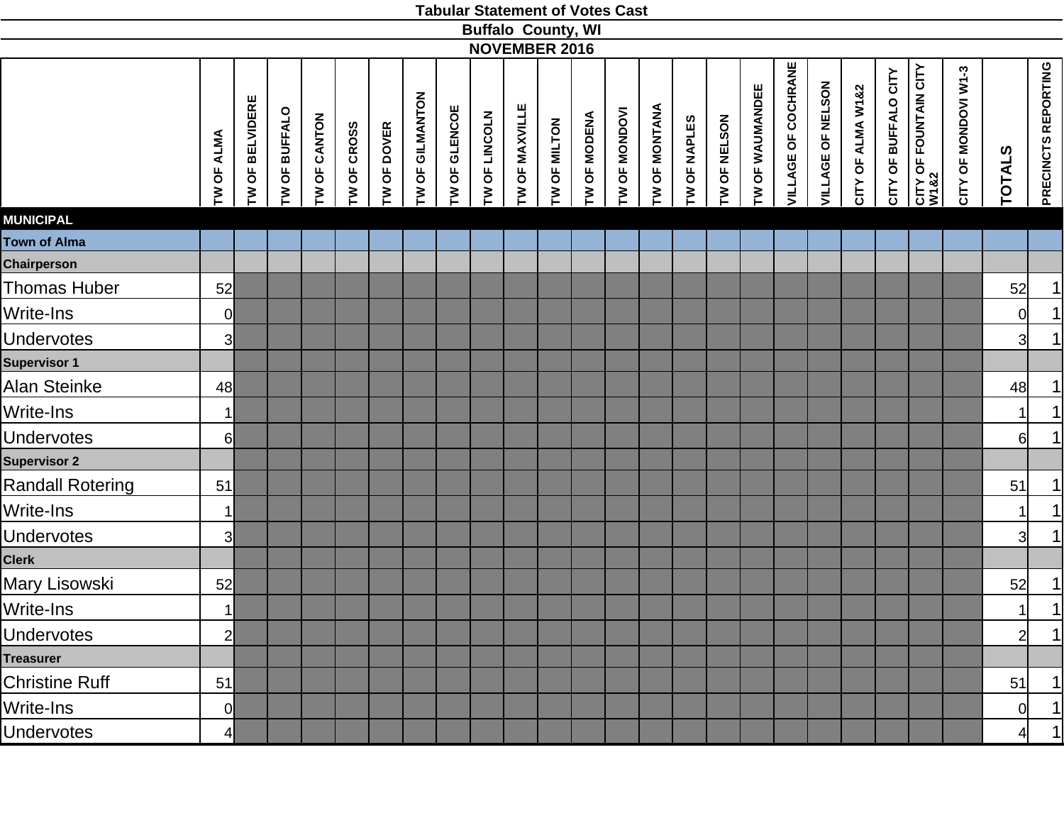# Tabular Statement of Votes Cast

## Buffalo County, WI

## NOVEMBER 2016

| | TW OF ALMA | TW OF BELVIDERE | TW OF BUFFALO | TW OF CANTON | TW OF CROSS | TW OF DOVER | TW OF GILMANTON | TW OF GLENCOE | TW OF LINCOLN | TW OF MAXVILLE | TW OF MILTON | TW OF MODENA | TW OF MONDOVI | TW OF MONTANA | TW OF NAPLES | TW OF NELSON | TW OF WAUMANDEE | VILLAGE OF COCHRANE | VILLAGE OF NELSON | CITY OF ALMA W1&2 | CITY OF BUFFALO CITY | CITY OF FOUNTAIN CITY W1&2 | CITY OF MONDOVI W1-3 | TOTALS | PRECINCTS REPORTING |
|---|---|---|---|---|---|---|---|---|---|---|---|---|---|---|---|---|---|---|---|---|---|---|---|---|---|
| **MUNICIPAL** | | | | | | | | | | | | | | | | | | | | | | | | | |
| **Town of Alma** | | | | | | | | | | | | | | | | | | | | | | | | | |
| **Chairperson** | | | | | | | | | | | | | | | | | | | | | | | | | |
| Thomas Huber | 52 | | | | | | | | | | | | | | | | | | | | | | | 52 | 1 |
| Write-Ins | 0 | | | | | | | | | | | | | | | | | | | | | | | 0 | 1 |
| Undervotes | 3 | | | | | | | | | | | | | | | | | | | | | | | 3 | 1 |
| **Supervisor 1** | | | | | | | | | | | | | | | | | | | | | | | | | |
| Alan Steinke | 48 | | | | | | | | | | | | | | | | | | | | | | | 48 | 1 |
| Write-Ins | 1 | | | | | | | | | | | | | | | | | | | | | | | 1 | 1 |
| Undervotes | 6 | | | | | | | | | | | | | | | | | | | | | | | 6 | 1 |
| **Supervisor 2** | | | | | | | | | | | | | | | | | | | | | | | | | |
| Randall Rotering | 51 | | | | | | | | | | | | | | | | | | | | | | | 51 | 1 |
| Write-Ins | 1 | | | | | | | | | | | | | | | | | | | | | | | 1 | 1 |
| Undervotes | 3 | | | | | | | | | | | | | | | | | | | | | | | 3 | 1 |
| **Clerk** | | | | | | | | | | | | | | | | | | | | | | | | | |
| Mary Lisowski | 52 | | | | | | | | | | | | | | | | | | | | | | | 52 | 1 |
| Write-Ins | 1 | | | | | | | | | | | | | | | | | | | | | | | 1 | 1 |
| Undervotes | 2 | | | | | | | | | | | | | | | | | | | | | | | 2 | 1 |
| **Treasurer** | | | | | | | | | | | | | | | | | | | | | | | | | |
| Christine Ruff | 51 | | | | | | | | | | | | | | | | | | | | | | | 51 | 1 |
| Write-Ins | 0 | | | | | | | | | | | | | | | | | | | | | | | 0 | 1 |
| Undervotes | 4 | | | | | | | | | | | | | | | | | | | | | | | 4 | 1 |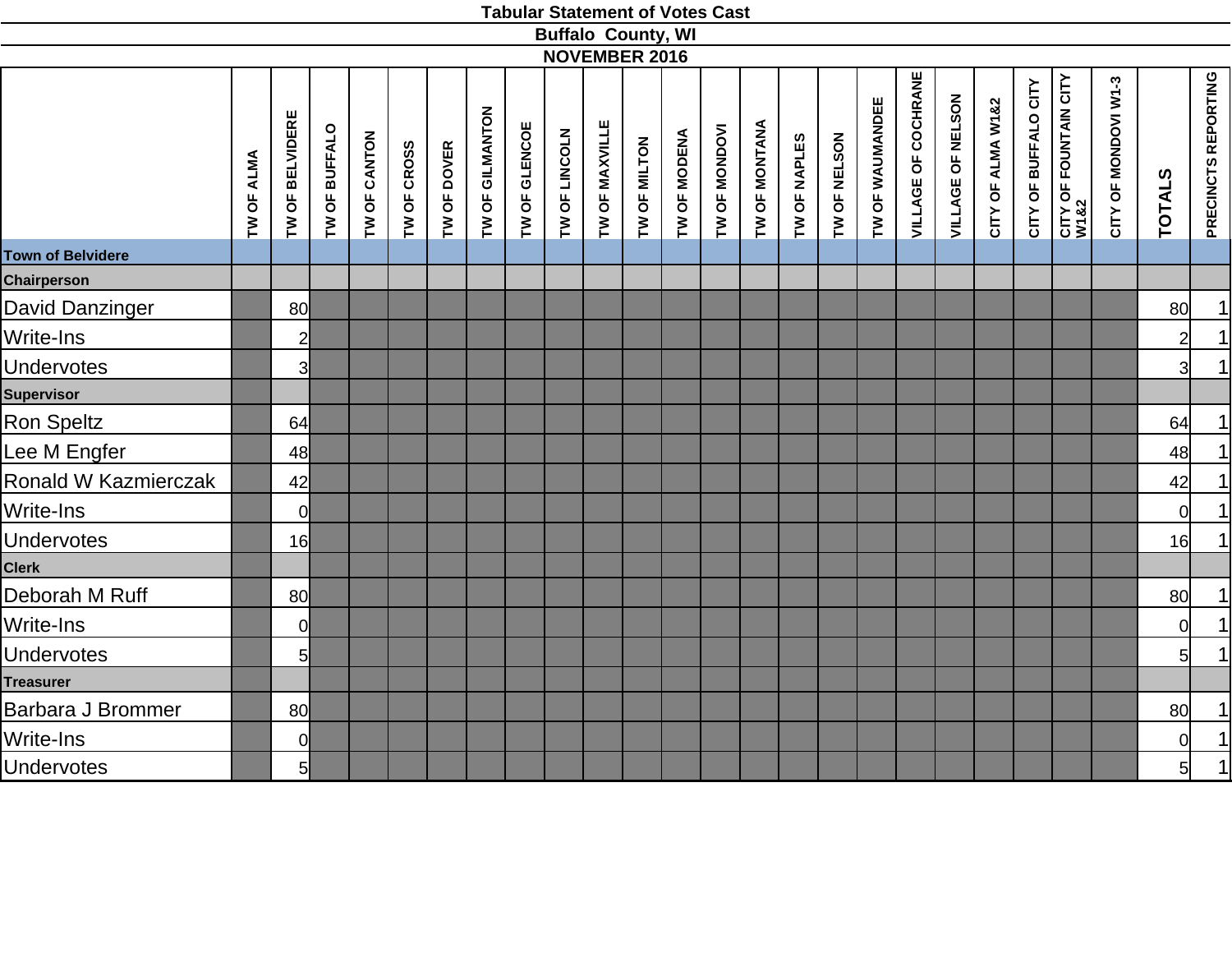# Tabular Statement of Votes Cast

## Buffalo County, WI

## NOVEMBER 2016

| | TW OF ALMA | TW OF BELVIDERE | TW OF BUFFALO | TW OF CANTON | TW OF CROSS | TW OF DOVER | TW OF GILMANTON | TW OF GLENCOE | TW OF LINCOLN | TW OF MAXVILLE | TW OF MILTON | TW OF MODENA | TW OF MONDOVI | TW OF MONTANA | TW OF NAPLES | TW OF NELSON | TW OF WAUMANDEE | VILLAGE OF COCHRANE | VILLAGE OF NELSON | CITY OF ALMA W1&2 | CITY OF BUFFALO CITY | CITY OF FOUNTAIN CITY W1&2 | CITY OF MONDOVI W1-3 | TOTALS | PRECINCTS REPORTING |
|---|---|---|---|---|---|---|---|---|---|---|---|---|---|---|---|---|---|---|---|---|---|---|---|---|---|
| **Town of Belvidere** | | | | | | | | | | | | | | | | | | | | | | | | | |
| **Chairperson** | | | | | | | | | | | | | | | | | | | | | | | | | |
| David Danzinger | | 80 | | | | | | | | | | | | | | | | | | | | | | 80 | 1 |
| Write-Ins | | 2 | | | | | | | | | | | | | | | | | | | | | | 2 | 1 |
| Undervotes | | 3 | | | | | | | | | | | | | | | | | | | | | | 3 | 1 |
| **Supervisor** | | | | | | | | | | | | | | | | | | | | | | | | | |
| Ron Speltz | | 64 | | | | | | | | | | | | | | | | | | | | | | 64 | 1 |
| Lee M Engfer | | 48 | | | | | | | | | | | | | | | | | | | | | | 48 | 1 |
| Ronald W Kazmierczak | | 42 | | | | | | | | | | | | | | | | | | | | | | 42 | 1 |
| Write-Ins | | 0 | | | | | | | | | | | | | | | | | | | | | | 0 | 1 |
| Undervotes | | 16 | | | | | | | | | | | | | | | | | | | | | | 16 | 1 |
| **Clerk** | | | | | | | | | | | | | | | | | | | | | | | | | |
| Deborah M Ruff | | 80 | | | | | | | | | | | | | | | | | | | | | | 80 | 1 |
| Write-Ins | | 0 | | | | | | | | | | | | | | | | | | | | | | 0 | 1 |
| Undervotes | | 5 | | | | | | | | | | | | | | | | | | | | | | 5 | 1 |
| **Treasurer** | | | | | | | | | | | | | | | | | | | | | | | | | |
| Barbara J Brommer | | 80 | | | | | | | | | | | | | | | | | | | | | | 80 | 1 |
| Write-Ins | | 0 | | | | | | | | | | | | | | | | | | | | | | 0 | 1 |
| Undervotes | | 5 | | | | | | | | | | | | | | | | | | | | | | 5 | 1 |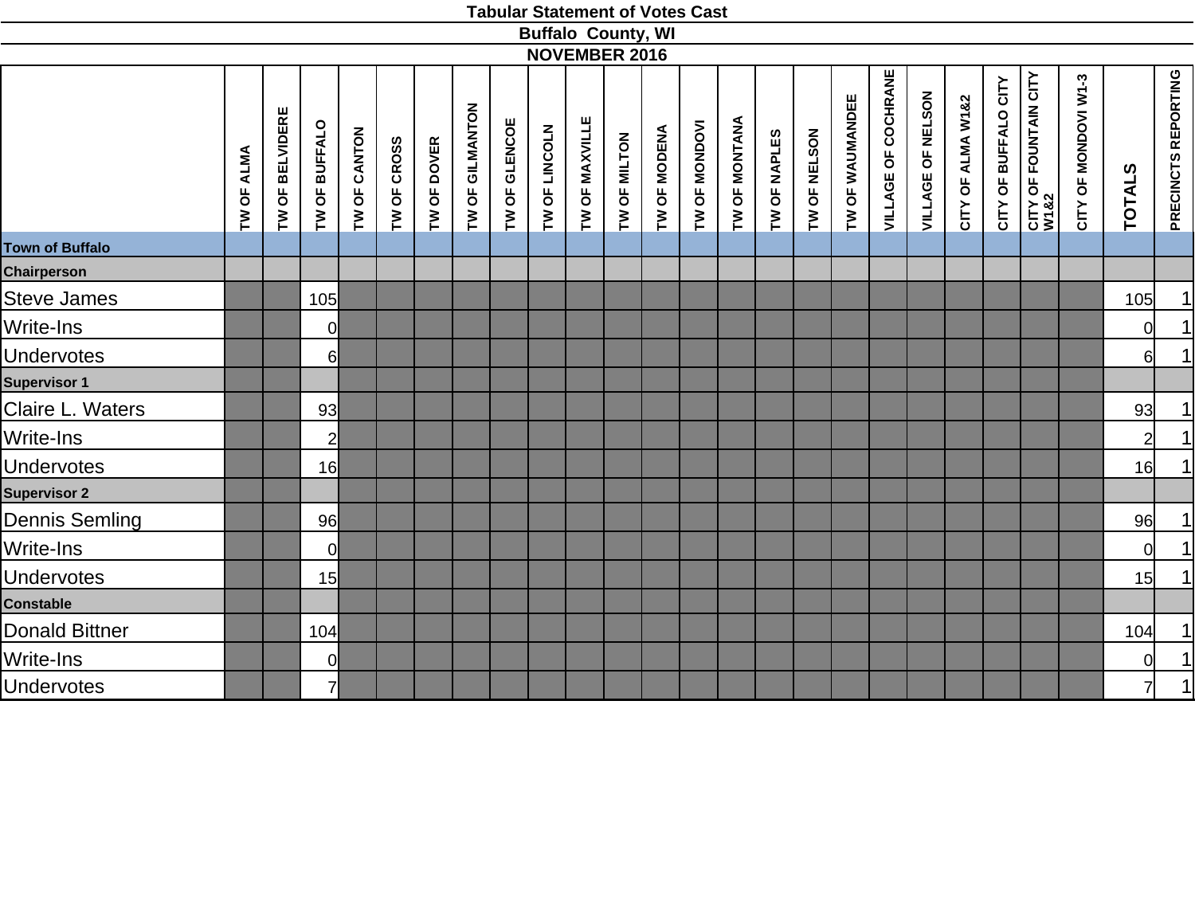**Tabular Statement of Votes Cast**

**Buffalo County, WI**

**NOVEMBER 2016**

| | TW OF ALMA | TW OF BELVIDERE | TW OF BUFFALO | TW OF CANTON | TW OF CROSS | TW OF DOVER | TW OF GILMANTON | TW OF GLENCOE | TW OF LINCOLN | TW OF MAXVILLE | TW OF MILTON | TW OF MODENA | TW OF MONDOVI | TW OF MONTANA | TW OF NAPLES | TW OF NELSON | TW OF WAUMANDEE | VILLAGE OF COCHRANE | VILLAGE OF NELSON | CITY OF ALMA W1&2 | CITY OF BUFFALO CITY | CITY OF FOUNTAIN CITY W1&2 | CITY OF MONDOVI W1-3 | TOTALS | PRECINCTS REPORTING |
|---|---|---|---|---|---|---|---|---|---|---|---|---|---|---|---|---|---|---|---|---|---|---|---|---|---|
| **Town of Buffalo** | | | | | | | | | | | | | | | | | | | | | | | | | |
| **Chairperson** | | | | | | | | | | | | | | | | | | | | | | | | | |
| Steve James | | | 105 | | | | | | | | | | | | | | | | | | | | | 105 | 1 |
| Write-Ins | | | 0 | | | | | | | | | | | | | | | | | | | | | 0 | 1 |
| Undervotes | | | 6 | | | | | | | | | | | | | | | | | | | | | 6 | 1 |
| **Supervisor 1** | | | | | | | | | | | | | | | | | | | | | | | | | |
| Claire L. Waters | | | 93 | | | | | | | | | | | | | | | | | | | | | 93 | 1 |
| Write-Ins | | | 2 | | | | | | | | | | | | | | | | | | | | | 2 | 1 |
| Undervotes | | | 16 | | | | | | | | | | | | | | | | | | | | | 16 | 1 |
| **Supervisor 2** | | | | | | | | | | | | | | | | | | | | | | | | | |
| Dennis Semling | | | 96 | | | | | | | | | | | | | | | | | | | | | 96 | 1 |
| Write-Ins | | | 0 | | | | | | | | | | | | | | | | | | | | | 0 | 1 |
| Undervotes | | | 15 | | | | | | | | | | | | | | | | | | | | | 15 | 1 |
| **Constable** | | | | | | | | | | | | | | | | | | | | | | | | | |
| Donald Bittner | | | 104 | | | | | | | | | | | | | | | | | | | | | 104 | 1 |
| Write-Ins | | | 0 | | | | | | | | | | | | | | | | | | | | | 0 | 1 |
| Undervotes | | | 7 | | | | | | | | | | | | | | | | | | | | | 7 | 1 |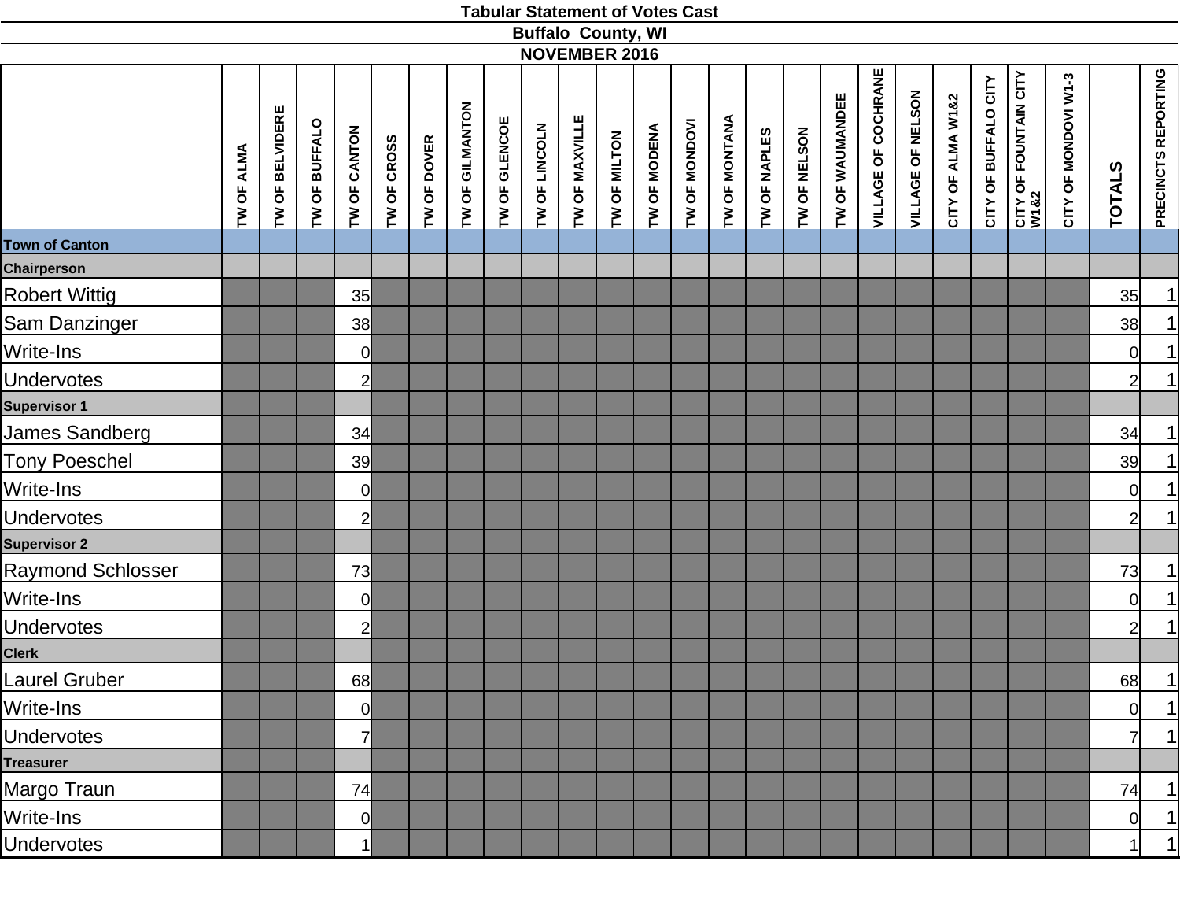# Tabular Statement of Votes Cast

## Buffalo County, WI

## NOVEMBER 2016

| | TW OF ALMA | TW OF BELVIDERE | TW OF BUFFALO | TW OF CANTON | TW OF CROSS | TW OF DOVER | TW OF GILMANTON | TW OF GLENCOE | TW OF LINCOLN | TW OF MAXVILLE | TW OF MILTON | TW OF MODENA | TW OF MONDOVI | TW OF MONTANA | TW OF NAPLES | TW OF NELSON | TW OF WAUMANDEE | VILLAGE OF COCHRANE | VILLAGE OF NELSON | CITY OF ALMA W1&2 | CITY OF BUFFALO CITY | CITY OF FOUNTAIN CITY W1&2 | CITY OF MONDOVI W1-3 | TOTALS | PRECINCTS REPORTING |
|---|---|---|---|---|---|---|---|---|---|---|---|---|---|---|---|---|---|---|---|---|---|---|---|---|---|
| **Town of Canton** | | | | | | | | | | | | | | | | | | | | | | | | | |
| **Chairperson** | | | | | | | | | | | | | | | | | | | | | | | | | |
| Robert Wittig | | | | 35 | | | | | | | | | | | | | | | | | | | | 35 | 1 |
| Sam Danzinger | | | | 38 | | | | | | | | | | | | | | | | | | | | 38 | 1 |
| Write-Ins | | | | 0 | | | | | | | | | | | | | | | | | | | | 0 | 1 |
| Undervotes | | | | 2 | | | | | | | | | | | | | | | | | | | | 2 | 1 |
| **Supervisor 1** | | | | | | | | | | | | | | | | | | | | | | | | | |
| James Sandberg | | | | 34 | | | | | | | | | | | | | | | | | | | | 34 | 1 |
| Tony Poeschel | | | | 39 | | | | | | | | | | | | | | | | | | | | 39 | 1 |
| Write-Ins | | | | 0 | | | | | | | | | | | | | | | | | | | | 0 | 1 |
| Undervotes | | | | 2 | | | | | | | | | | | | | | | | | | | | 2 | 1 |
| **Supervisor 2** | | | | | | | | | | | | | | | | | | | | | | | | | |
| Raymond Schlosser | | | | 73 | | | | | | | | | | | | | | | | | | | | 73 | 1 |
| Write-Ins | | | | 0 | | | | | | | | | | | | | | | | | | | | 0 | 1 |
| Undervotes | | | | 2 | | | | | | | | | | | | | | | | | | | | 2 | 1 |
| **Clerk** | | | | | | | | | | | | | | | | | | | | | | | | | |
| Laurel Gruber | | | | 68 | | | | | | | | | | | | | | | | | | | | 68 | 1 |
| Write-Ins | | | | 0 | | | | | | | | | | | | | | | | | | | | 0 | 1 |
| Undervotes | | | | 7 | | | | | | | | | | | | | | | | | | | | 7 | 1 |
| **Treasurer** | | | | | | | | | | | | | | | | | | | | | | | | | |
| Margo Traun | | | | 74 | | | | | | | | | | | | | | | | | | | | 74 | 1 |
| Write-Ins | | | | 0 | | | | | | | | | | | | | | | | | | | | 0 | 1 |
| Undervotes | | | | 1 | | | | | | | | | | | | | | | | | | | | 1 | 1 |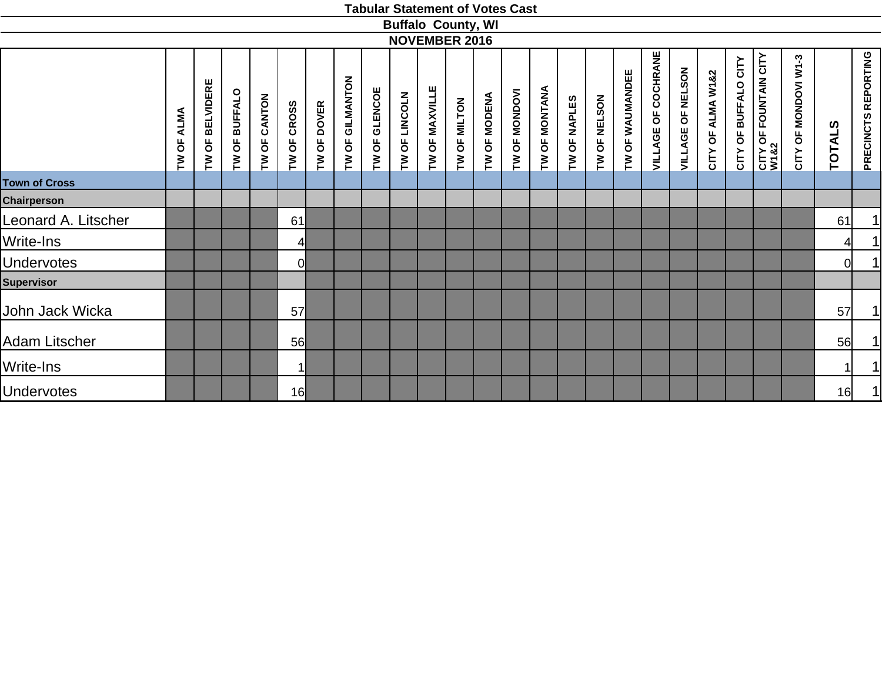# Tabular Statement of Votes Cast

## Buffalo County, WI

## NOVEMBER 2016

| | TW OF ALMA | TW OF BELVIDERE | TW OF BUFFALO | TW OF CANTON | TW OF CROSS | TW OF DOVER | TW OF GILMANTON | TW OF GLENCOE | TW OF LINCOLN | TW OF MAXVILLE | TW OF MILTON | TW OF MODENA | TW OF MONDOVI | TW OF MONTANA | TW OF NAPLES | TW OF NELSON | TW OF WAUMANDEE | VILLAGE OF COCHRANE | VILLAGE OF NELSON | CITY OF ALMA W1&2 | CITY OF BUFFALO CITY | CITY OF FOUNTAIN CITY W1&2 | CITY OF MONDOVI W1-3 | TOTALS | PRECINCTS REPORTING |
|---|---|---|---|---|---|---|---|---|---|---|---|---|---|---|---|---|---|---|---|---|---|---|---|---|---|
| **Town of Cross** | | | | | | | | | | | | | | | | | | | | | | | | | |
| **Chairperson** | | | | | | | | | | | | | | | | | | | | | | | | | |
| Leonard A. Litscher | | | | | 61 | | | | | | | | | | | | | | | | | | | 61 | 1 |
| Write-Ins | | | | | 4 | | | | | | | | | | | | | | | | | | | 4 | 1 |
| Undervotes | | | | | 0 | | | | | | | | | | | | | | | | | | | 0 | 1 |
| **Supervisor** | | | | | | | | | | | | | | | | | | | | | | | | | |
| John Jack Wicka | | | | | 57 | | | | | | | | | | | | | | | | | | | 57 | 1 |
| Adam Litscher | | | | | 56 | | | | | | | | | | | | | | | | | | | 56 | 1 |
| Write-Ins | | | | | 1 | | | | | | | | | | | | | | | | | | | 1 | 1 |
| Undervotes | | | | | 16 | | | | | | | | | | | | | | | | | | | 16 | 1 |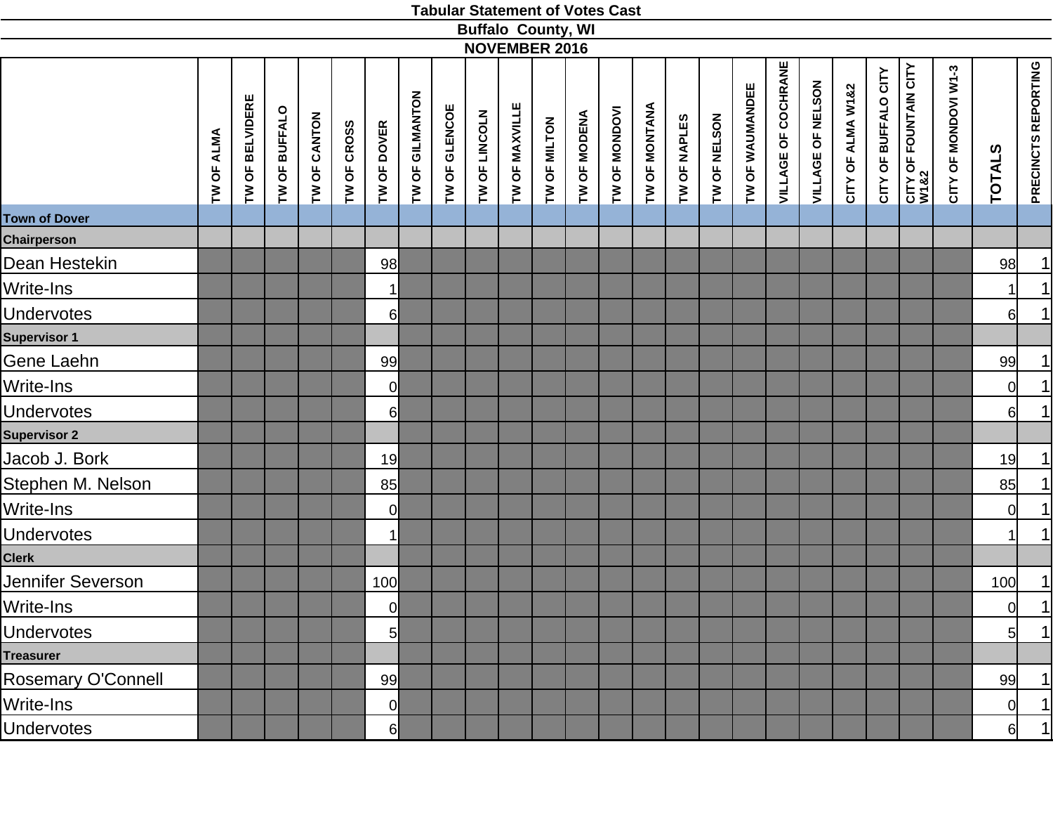**Tabular Statement of Votes Cast**

**Buffalo County, WI**

**NOVEMBER 2016**

| | TW OF ALMA | TW OF BELVIDERE | TW OF BUFFALO | TW OF CANTON | TW OF CROSS | TW OF DOVER | TW OF GILMANTON | TW OF GLENCOE | TW OF LINCOLN | TW OF MAXVILLE | TW OF MILTON | TW OF MODENA | TW OF MONDOVI | TW OF MONTANA | TW OF NAPLES | TW OF NELSON | TW OF WAUMANDEE | VILLAGE OF COCHRANE | VILLAGE OF NELSON | CITY OF ALMA W1&2 | CITY OF BUFFALO CITY | CITY OF FOUNTAIN CITY W1&2 | CITY OF MONDOVI W1-3 | TOTALS | PRECINCTS REPORTING |
|---|---|---|---|---|---|---|---|---|---|---|---|---|---|---|---|---|---|---|---|---|---|---|---|---|---|
| **Town of Dover** | | | | | | | | | | | | | | | | | | | | | | | | | |
| **Chairperson** | | | | | | | | | | | | | | | | | | | | | | | | | |
| Dean Hestekin | | | | | | 98 | | | | | | | | | | | | | | | | | | 98 | 1 |
| Write-Ins | | | | | | 1 | | | | | | | | | | | | | | | | | | 1 | 1 |
| Undervotes | | | | | | 6 | | | | | | | | | | | | | | | | | | 6 | 1 |
| **Supervisor 1** | | | | | | | | | | | | | | | | | | | | | | | | | |
| Gene Laehn | | | | | | 99 | | | | | | | | | | | | | | | | | | 99 | 1 |
| Write-Ins | | | | | | 0 | | | | | | | | | | | | | | | | | | 0 | 1 |
| Undervotes | | | | | | 6 | | | | | | | | | | | | | | | | | | 6 | 1 |
| **Supervisor 2** | | | | | | | | | | | | | | | | | | | | | | | | | |
| Jacob J. Bork | | | | | | 19 | | | | | | | | | | | | | | | | | | 19 | 1 |
| Stephen M. Nelson | | | | | | 85 | | | | | | | | | | | | | | | | | | 85 | 1 |
| Write-Ins | | | | | | 0 | | | | | | | | | | | | | | | | | | 0 | 1 |
| Undervotes | | | | | | 1 | | | | | | | | | | | | | | | | | | 1 | 1 |
| **Clerk** | | | | | | | | | | | | | | | | | | | | | | | | | |
| Jennifer Severson | | | | | | 100 | | | | | | | | | | | | | | | | | | 100 | 1 |
| Write-Ins | | | | | | 0 | | | | | | | | | | | | | | | | | | 0 | 1 |
| Undervotes | | | | | | 5 | | | | | | | | | | | | | | | | | | 5 | 1 |
| **Treasurer** | | | | | | | | | | | | | | | | | | | | | | | | | |
| Rosemary O'Connell | | | | | | 99 | | | | | | | | | | | | | | | | | | 99 | 1 |
| Write-Ins | | | | | | 0 | | | | | | | | | | | | | | | | | | 0 | 1 |
| Undervotes | | | | | | 6 | | | | | | | | | | | | | | | | | | 6 | 1 |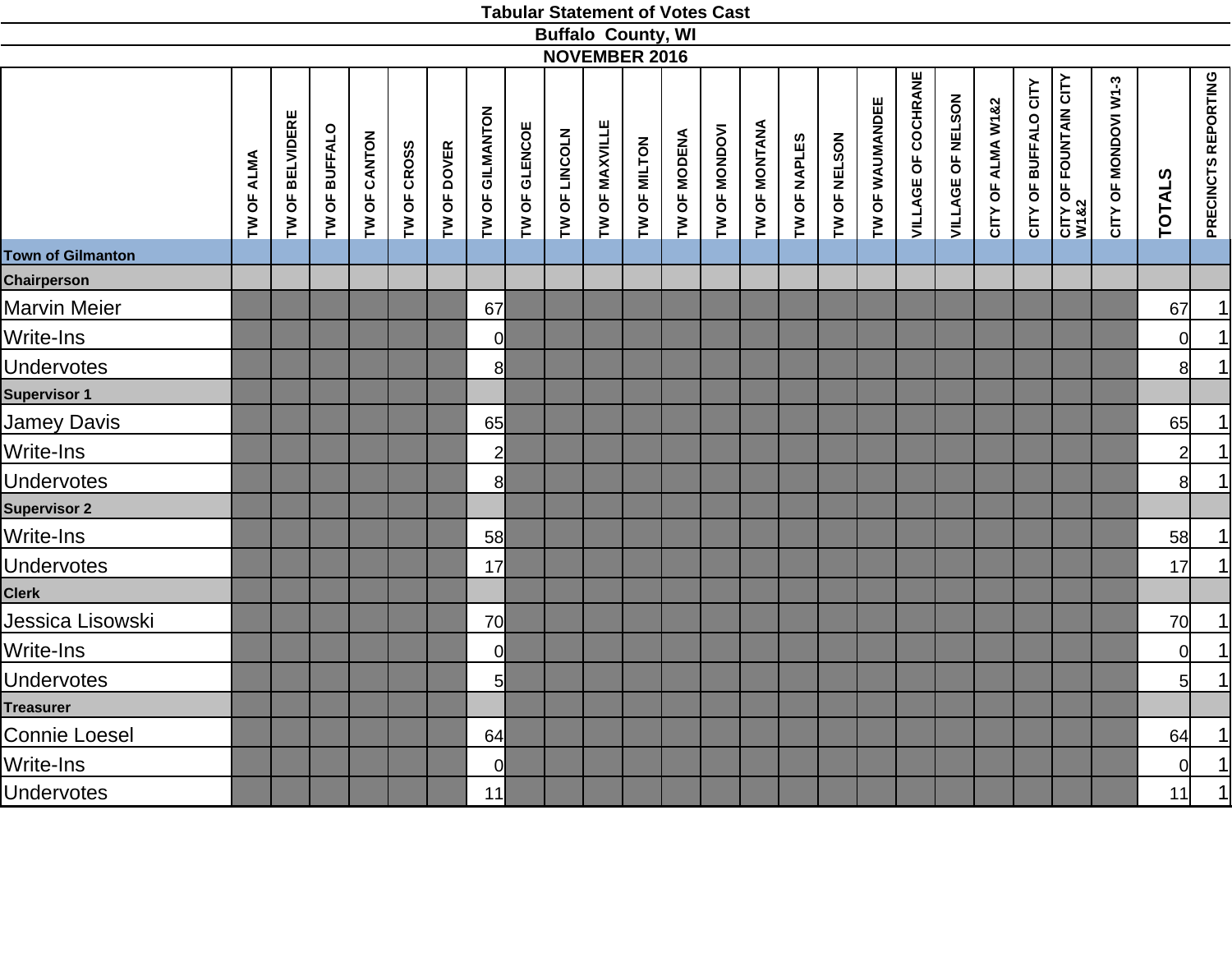**Tabular Statement of Votes Cast**

**Buffalo County, WI**

**NOVEMBER 2016**

| | TW OF ALMA | TW OF BELVIDERE | TW OF BUFFALO | TW OF CANTON | TW OF CROSS | TW OF DOVER | TW OF GILMANTON | TW OF GLENCOE | TW OF LINCOLN | TW OF MAXVILLE | TW OF MILTON | TW OF MODENA | TW OF MONDOVI | TW OF MONTANA | TW OF NAPLES | TW OF NELSON | TW OF WAUMANDEE | VILLAGE OF COCHRANE | VILLAGE OF NELSON | CITY OF ALMA W1&2 | CITY OF BUFFALO CITY | CITY OF FOUNTAIN CITY W1&2 | CITY OF MONDOVI W1-3 | TOTALS | PRECINCTS REPORTING |
|---|---|---|---|---|---|---|---|---|---|---|---|---|---|---|---|---|---|---|---|---|---|---|---|---|---|
| **Town of Gilmanton** | | | | | | | | | | | | | | | | | | | | | | | | | |
| **Chairperson** | | | | | | | | | | | | | | | | | | | | | | | | | |
| Marvin Meier | | | | | | | 67 | | | | | | | | | | | | | | | | | 67 | 1 |
| Write-Ins | | | | | | | 0 | | | | | | | | | | | | | | | | | 0 | 1 |
| Undervotes | | | | | | | 8 | | | | | | | | | | | | | | | | | 8 | 1 |
| **Supervisor 1** | | | | | | | | | | | | | | | | | | | | | | | | | |
| Jamey Davis | | | | | | | 65 | | | | | | | | | | | | | | | | | 65 | 1 |
| Write-Ins | | | | | | | 2 | | | | | | | | | | | | | | | | | 2 | 1 |
| Undervotes | | | | | | | 8 | | | | | | | | | | | | | | | | | 8 | 1 |
| **Supervisor 2** | | | | | | | | | | | | | | | | | | | | | | | | | |
| Write-Ins | | | | | | | 58 | | | | | | | | | | | | | | | | | 58 | 1 |
| Undervotes | | | | | | | 17 | | | | | | | | | | | | | | | | | 17 | 1 |
| **Clerk** | | | | | | | | | | | | | | | | | | | | | | | | | |
| Jessica Lisowski | | | | | | | 70 | | | | | | | | | | | | | | | | | 70 | 1 |
| Write-Ins | | | | | | | 0 | | | | | | | | | | | | | | | | | 0 | 1 |
| Undervotes | | | | | | | 5 | | | | | | | | | | | | | | | | | 5 | 1 |
| **Treasurer** | | | | | | | | | | | | | | | | | | | | | | | | | |
| Connie Loesel | | | | | | | 64 | | | | | | | | | | | | | | | | | 64 | 1 |
| Write-Ins | | | | | | | 0 | | | | | | | | | | | | | | | | | 0 | 1 |
| Undervotes | | | | | | | 11 | | | | | | | | | | | | | | | | | 11 | 1 |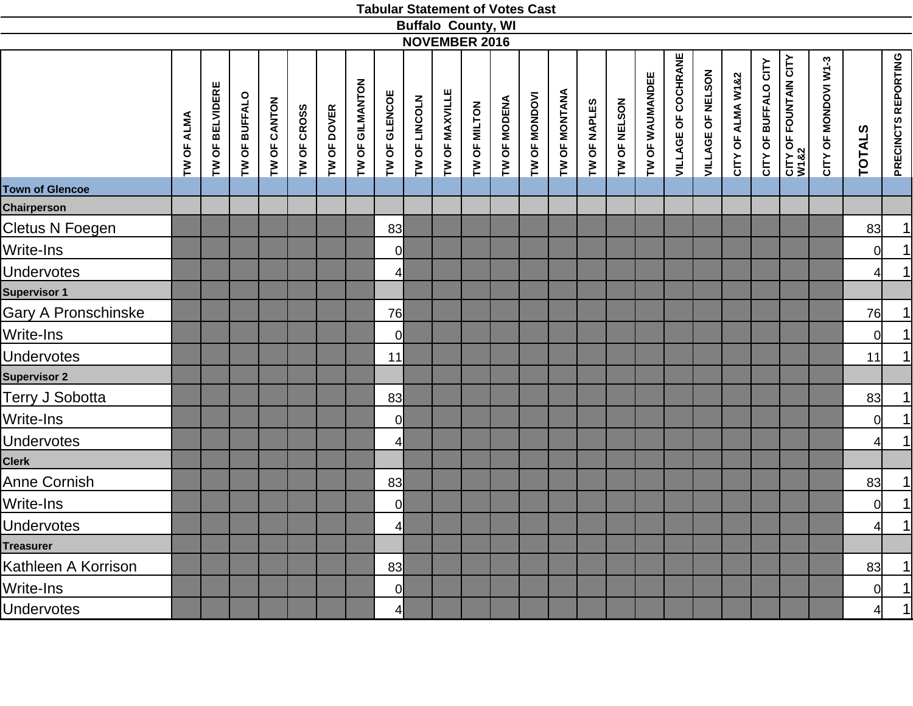# Tabular Statement of Votes Cast

## Buffalo County, WI

## NOVEMBER 2016

| | TW OF ALMA | TW OF BELVIDERE | TW OF BUFFALO | TW OF CANTON | TW OF CROSS | TW OF DOVER | TW OF GILMANTON | TW OF GLENCOE | TW OF LINCOLN | TW OF MAXVILLE | TW OF MILTON | TW OF MODENA | TW OF MONDOVI | TW OF MONTANA | TW OF NAPLES | TW OF NELSON | TW OF WAUMANDEE | VILLAGE OF COCHRANE | VILLAGE OF NELSON | CITY OF ALMA W1&2 | CITY OF BUFFALO CITY | CITY OF FOUNTAIN CITY W1&2 | CITY OF MONDOVI W1-3 | TOTALS | PRECINCTS REPORTING |
|---|---|---|---|---|---|---|---|---|---|---|---|---|---|---|---|---|---|---|---|---|---|---|---|---|---|
| **Town of Glencoe** | | | | | | | | | | | | | | | | | | | | | | | | | |
| **Chairperson** | | | | | | | | | | | | | | | | | | | | | | | | | |
| Cletus N Foegen | | | | | | | | 83 | | | | | | | | | | | | | | | | 83 | 1 |
| Write-Ins | | | | | | | | 0 | | | | | | | | | | | | | | | | 0 | 1 |
| Undervotes | | | | | | | | 4 | | | | | | | | | | | | | | | | 4 | 1 |
| **Supervisor 1** | | | | | | | | | | | | | | | | | | | | | | | | | |
| Gary A Pronschinske | | | | | | | | 76 | | | | | | | | | | | | | | | | 76 | 1 |
| Write-Ins | | | | | | | | 0 | | | | | | | | | | | | | | | | 0 | 1 |
| Undervotes | | | | | | | | 11 | | | | | | | | | | | | | | | | 11 | 1 |
| **Supervisor 2** | | | | | | | | | | | | | | | | | | | | | | | | | |
| Terry J Sobotta | | | | | | | | 83 | | | | | | | | | | | | | | | | 83 | 1 |
| Write-Ins | | | | | | | | 0 | | | | | | | | | | | | | | | | 0 | 1 |
| Undervotes | | | | | | | | 4 | | | | | | | | | | | | | | | | 4 | 1 |
| **Clerk** | | | | | | | | | | | | | | | | | | | | | | | | | |
| Anne Cornish | | | | | | | | 83 | | | | | | | | | | | | | | | | 83 | 1 |
| Write-Ins | | | | | | | | 0 | | | | | | | | | | | | | | | | 0 | 1 |
| Undervotes | | | | | | | | 4 | | | | | | | | | | | | | | | | 4 | 1 |
| **Treasurer** | | | | | | | | | | | | | | | | | | | | | | | | | |
| Kathleen A Korrison | | | | | | | | 83 | | | | | | | | | | | | | | | | 83 | 1 |
| Write-Ins | | | | | | | | 0 | | | | | | | | | | | | | | | | 0 | 1 |
| Undervotes | | | | | | | | 4 | | | | | | | | | | | | | | | | 4 | 1 |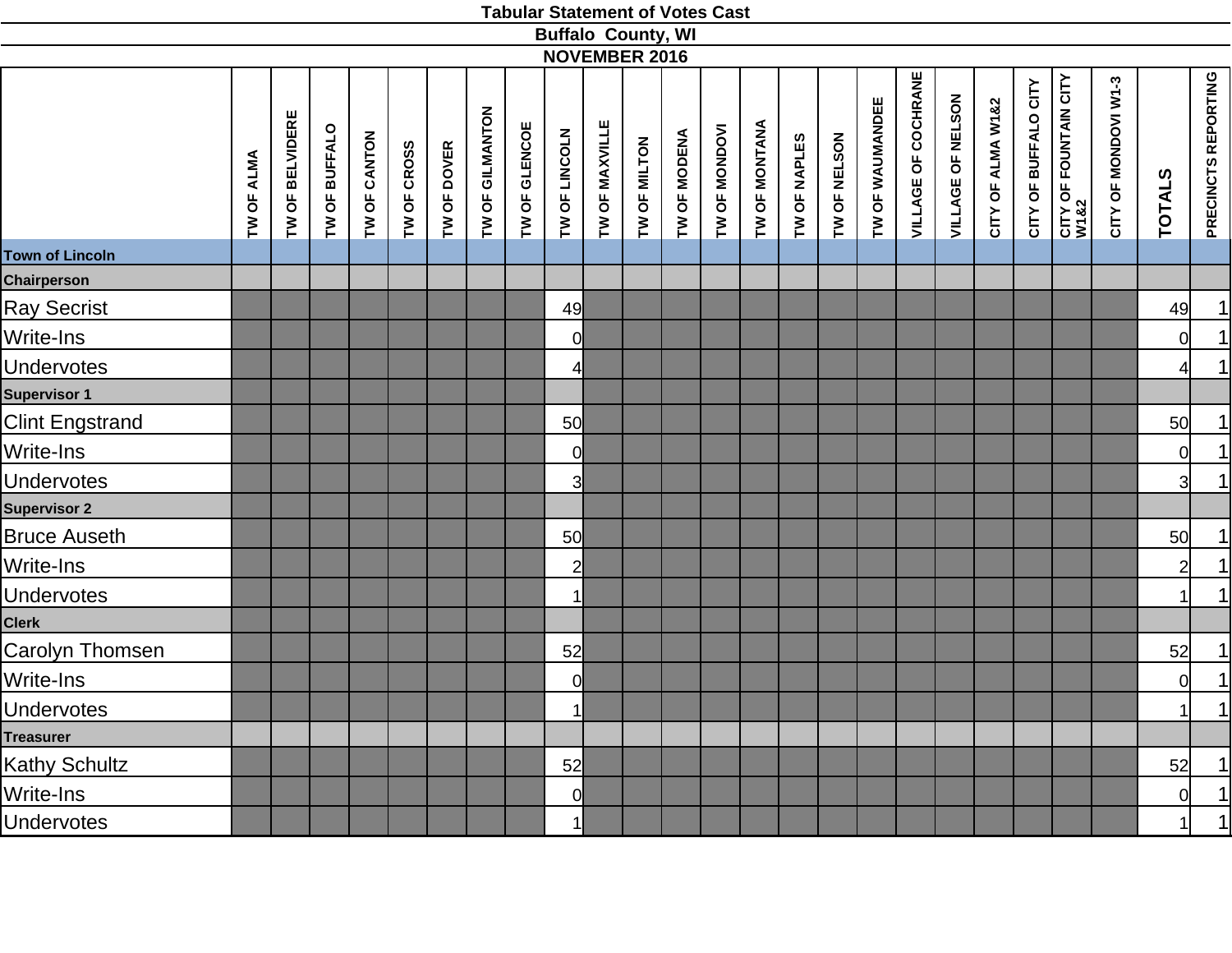# Tabular Statement of Votes Cast

## Buffalo County, WI

## NOVEMBER 2016

| | TW OF ALMA | TW OF BELVIDERE | TW OF BUFFALO | TW OF CANTON | TW OF CROSS | TW OF DOVER | TW OF GILMANTON | TW OF GLENCOE | TW OF LINCOLN | TW OF MAXVILLE | TW OF MILTON | TW OF MODENA | TW OF MONDOVI | TW OF MONTANA | TW OF NAPLES | TW OF NELSON | TW OF WAUMANDEE | VILLAGE OF COCHRANE | VILLAGE OF NELSON | CITY OF ALMA W1&2 | CITY OF BUFFALO CITY | CITY OF FOUNTAIN CITY W1&2 | CITY OF MONDOVI W1-3 | TOTALS | PRECINCTS REPORTING |
|---|---|---|---|---|---|---|---|---|---|---|---|---|---|---|---|---|---|---|---|---|---|---|---|---|---|
| **Town of Lincoln** | | | | | | | | | | | | | | | | | | | | | | | | | |
| **Chairperson** | | | | | | | | | | | | | | | | | | | | | | | | | |
| Ray Secrist | | | | | | | | | 49 | | | | | | | | | | | | | | | 49 | 1 |
| Write-Ins | | | | | | | | | 0 | | | | | | | | | | | | | | | 0 | 1 |
| Undervotes | | | | | | | | | 4 | | | | | | | | | | | | | | | 4 | 1 |
| **Supervisor 1** | | | | | | | | | | | | | | | | | | | | | | | | | |
| Clint Engstrand | | | | | | | | | 50 | | | | | | | | | | | | | | | 50 | 1 |
| Write-Ins | | | | | | | | | 0 | | | | | | | | | | | | | | | 0 | 1 |
| Undervotes | | | | | | | | | 3 | | | | | | | | | | | | | | | 3 | 1 |
| **Supervisor 2** | | | | | | | | | | | | | | | | | | | | | | | | | |
| Bruce Auseth | | | | | | | | | 50 | | | | | | | | | | | | | | | 50 | 1 |
| Write-Ins | | | | | | | | | 2 | | | | | | | | | | | | | | | 2 | 1 |
| Undervotes | | | | | | | | | 1 | | | | | | | | | | | | | | | 1 | 1 |
| **Clerk** | | | | | | | | | | | | | | | | | | | | | | | | | |
| Carolyn Thomsen | | | | | | | | | 52 | | | | | | | | | | | | | | | 52 | 1 |
| Write-Ins | | | | | | | | | 0 | | | | | | | | | | | | | | | 0 | 1 |
| Undervotes | | | | | | | | | 1 | | | | | | | | | | | | | | | 1 | 1 |
| **Treasurer** | | | | | | | | | | | | | | | | | | | | | | | | | |
| Kathy Schultz | | | | | | | | | 52 | | | | | | | | | | | | | | | 52 | 1 |
| Write-Ins | | | | | | | | | 0 | | | | | | | | | | | | | | | 0 | 1 |
| Undervotes | | | | | | | | | 1 | | | | | | | | | | | | | | | 1 | 1 |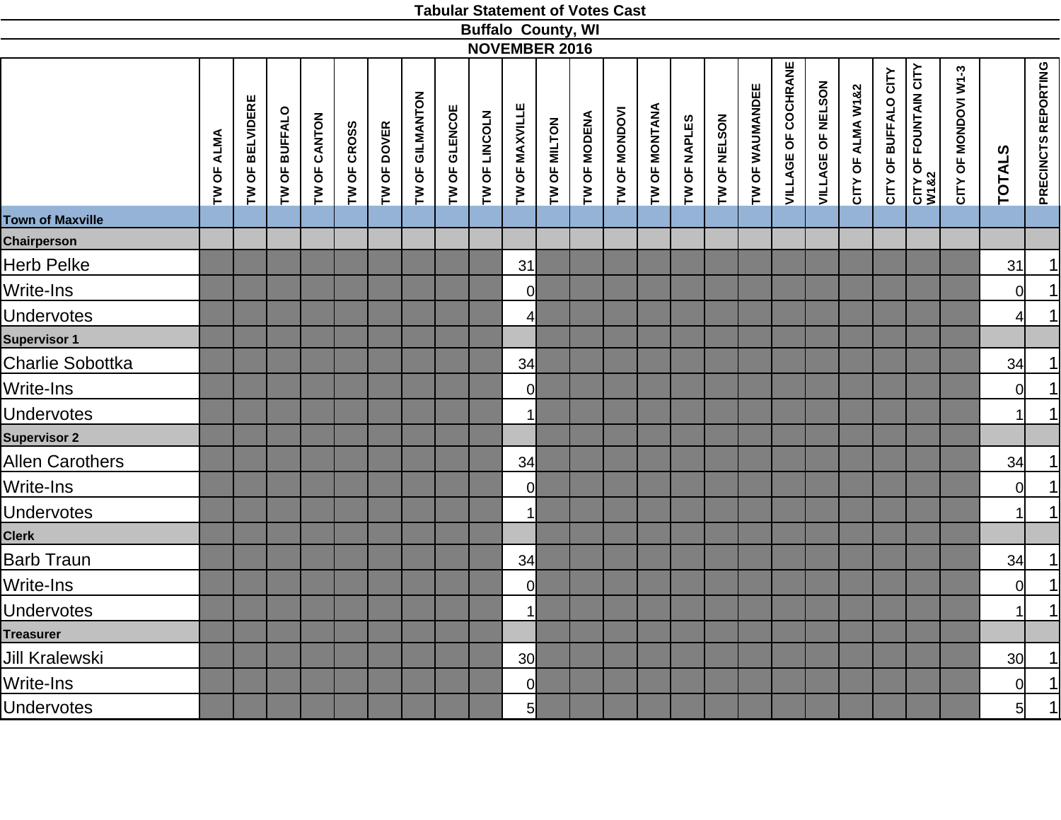**Tabular Statement of Votes Cast**

**Buffalo County, WI**

**NOVEMBER 2016**

| | TW OF ALMA | TW OF BELVIDERE | TW OF BUFFALO | TW OF CANTON | TW OF CROSS | TW OF DOVER | TW OF GILMANTON | TW OF GLENCOE | TW OF LINCOLN | TW OF MAXVILLE | TW OF MILTON | TW OF MODENA | TW OF MONDOVI | TW OF MONTANA | TW OF NAPLES | TW OF NELSON | TW OF WAUMANDEE | VILLAGE OF COCHRANE | VILLAGE OF NELSON | CITY OF ALMA W1&2 | CITY OF BUFFALO CITY | CITY OF FOUNTAIN CITY W1&2 | CITY OF MONDOVI W1-3 | TOTALS | PRECINCTS REPORTING |
|---|---|---|---|---|---|---|---|---|---|---|---|---|---|---|---|---|---|---|---|---|---|---|---|---|---|
| **Town of Maxville** | | | | | | | | | | | | | | | | | | | | | | | | | |
| **Chairperson** | | | | | | | | | | | | | | | | | | | | | | | | | |
| Herb Pelke | | | | | | | | | | 31 | | | | | | | | | | | | | | 31 | 1 |
| Write-Ins | | | | | | | | | | 0 | | | | | | | | | | | | | | 0 | 1 |
| Undervotes | | | | | | | | | | 4 | | | | | | | | | | | | | | 4 | 1 |
| **Supervisor 1** | | | | | | | | | | | | | | | | | | | | | | | | | |
| Charlie Sobottka | | | | | | | | | | 34 | | | | | | | | | | | | | | 34 | 1 |
| Write-Ins | | | | | | | | | | 0 | | | | | | | | | | | | | | 0 | 1 |
| Undervotes | | | | | | | | | | 1 | | | | | | | | | | | | | | 1 | 1 |
| **Supervisor 2** | | | | | | | | | | | | | | | | | | | | | | | | | |
| Allen Carothers | | | | | | | | | | 34 | | | | | | | | | | | | | | 34 | 1 |
| Write-Ins | | | | | | | | | | 0 | | | | | | | | | | | | | | 0 | 1 |
| Undervotes | | | | | | | | | | 1 | | | | | | | | | | | | | | 1 | 1 |
| **Clerk** | | | | | | | | | | | | | | | | | | | | | | | | | |
| Barb Traun | | | | | | | | | | 34 | | | | | | | | | | | | | | 34 | 1 |
| Write-Ins | | | | | | | | | | 0 | | | | | | | | | | | | | | 0 | 1 |
| Undervotes | | | | | | | | | | 1 | | | | | | | | | | | | | | 1 | 1 |
| **Treasurer** | | | | | | | | | | | | | | | | | | | | | | | | | |
| Jill Kralewski | | | | | | | | | | 30 | | | | | | | | | | | | | | 30 | 1 |
| Write-Ins | | | | | | | | | | 0 | | | | | | | | | | | | | | 0 | 1 |
| Undervotes | | | | | | | | | | 5 | | | | | | | | | | | | | | 5 | 1 |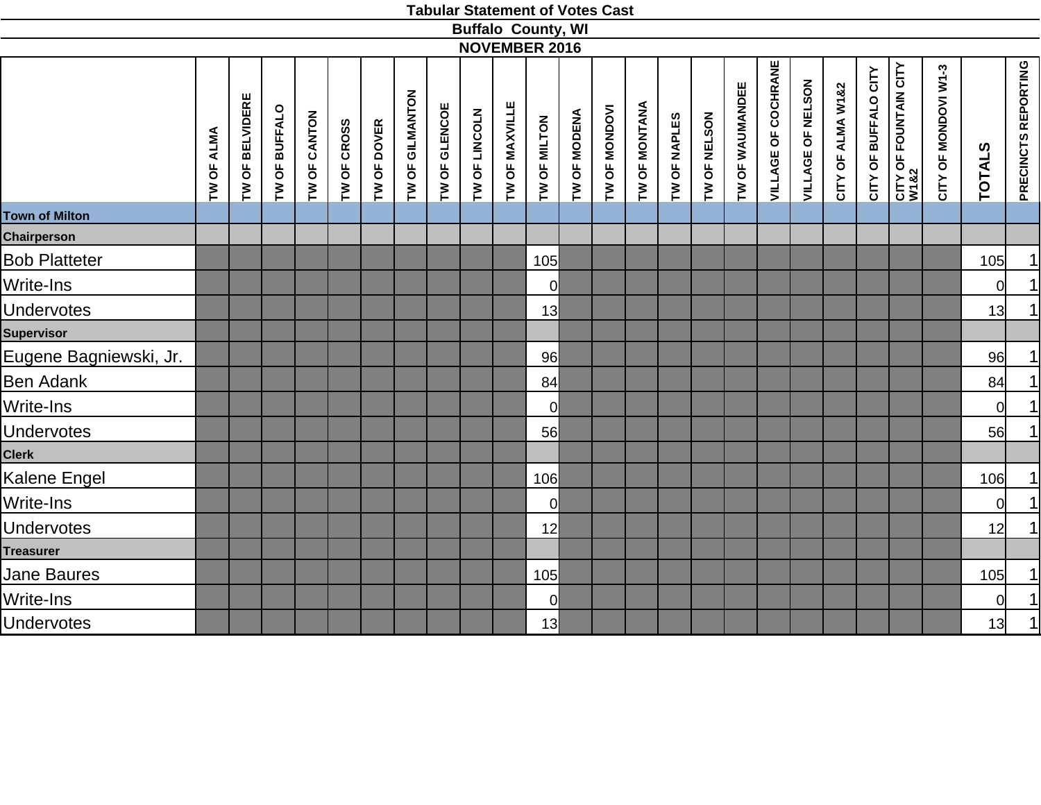**Tabular Statement of Votes Cast**

**Buffalo County, WI**

**NOVEMBER 2016**

| | TW OF ALMA | TW OF BELVIDERE | TW OF BUFFALO | TW OF CANTON | TW OF CROSS | TW OF DOVER | TW OF GILMANTON | TW OF GLENCOE | TW OF LINCOLN | TW OF MAXVILLE | TW OF MILTON | TW OF MODENA | TW OF MONDOVI | TW OF MONTANA | TW OF NAPLES | TW OF NELSON | TW OF WAUMANDEE | VILLAGE OF COCHRANE | VILLAGE OF NELSON | CITY OF ALMA W1&2 | CITY OF BUFFALO CITY | CITY OF FOUNTAIN CITY W1&2 | CITY OF MONDOVI W1-3 | TOTALS | PRECINCTS REPORTING |
|---|---|---|---|---|---|---|---|---|---|---|---|---|---|---|---|---|---|---|---|---|---|---|---|---|---|
| **Town of Milton** | | | | | | | | | | | | | | | | | | | | | | | | | |
| **Chairperson** | | | | | | | | | | | | | | | | | | | | | | | | | |
| Bob Platteter | | | | | | | | | | | 105 | | | | | | | | | | | | | 105 | 1 |
| Write-Ins | | | | | | | | | | | 0 | | | | | | | | | | | | | 0 | 1 |
| Undervotes | | | | | | | | | | | 13 | | | | | | | | | | | | | 13 | 1 |
| **Supervisor** | | | | | | | | | | | | | | | | | | | | | | | | | |
| Eugene Bagniewski, Jr. | | | | | | | | | | | 96 | | | | | | | | | | | | | 96 | 1 |
| Ben Adank | | | | | | | | | | | 84 | | | | | | | | | | | | | 84 | 1 |
| Write-Ins | | | | | | | | | | | 0 | | | | | | | | | | | | | 0 | 1 |
| Undervotes | | | | | | | | | | | 56 | | | | | | | | | | | | | 56 | 1 |
| **Clerk** | | | | | | | | | | | | | | | | | | | | | | | | | |
| Kalene Engel | | | | | | | | | | | 106 | | | | | | | | | | | | | 106 | 1 |
| Write-Ins | | | | | | | | | | | 0 | | | | | | | | | | | | | 0 | 1 |
| Undervotes | | | | | | | | | | | 12 | | | | | | | | | | | | | 12 | 1 |
| **Treasurer** | | | | | | | | | | | | | | | | | | | | | | | | | |
| Jane Baures | | | | | | | | | | | 105 | | | | | | | | | | | | | 105 | 1 |
| Write-Ins | | | | | | | | | | | 0 | | | | | | | | | | | | | 0 | 1 |
| Undervotes | | | | | | | | | | | 13 | | | | | | | | | | | | | 13 | 1 |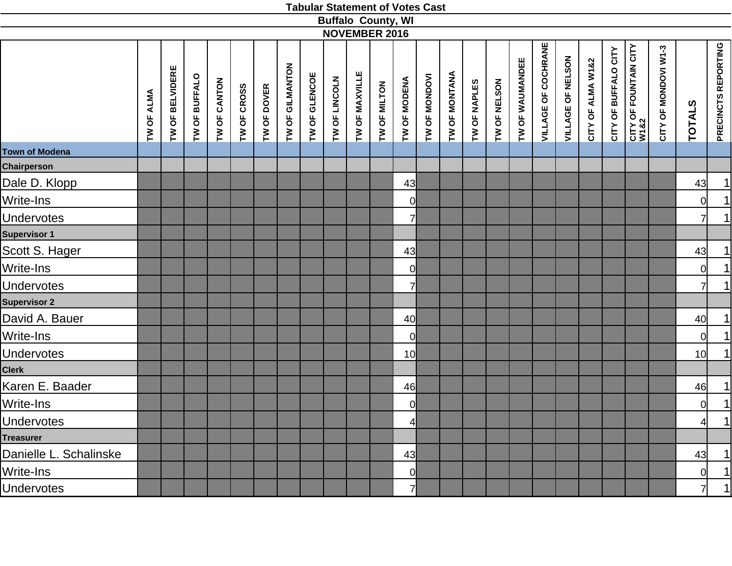**Tabular Statement of Votes Cast**

**Buffalo County, WI**

**NOVEMBER 2016**

| | TW OF ALMA | TW OF BELVIDERE | TW OF BUFFALO | TW OF CANTON | TW OF CROSS | TW OF DOVER | TW OF GILMANTON | TW OF GLENCOE | TW OF LINCOLN | TW OF MAXVILLE | TW OF MILTON | TW OF MODENA | TW OF MONDOVI | TW OF MONTANA | TW OF NAPLES | TW OF NELSON | TW OF WAUMANDEE | VILLAGE OF COCHRANE | VILLAGE OF NELSON | CITY OF ALMA W1&2 | CITY OF BUFFALO CITY | CITY OF FOUNTAIN CITY W1&2 | CITY OF MONDOVI W1-3 | TOTALS | PRECINCTS REPORTING |
|---|---|---|---|---|---|---|---|---|---|---|---|---|---|---|---|---|---|---|---|---|---|---|---|---|---|
| **Town of Modena** | | | | | | | | | | | | | | | | | | | | | | | | | |
| **Chairperson** | | | | | | | | | | | | | | | | | | | | | | | | | |
| Dale D. Klopp | | | | | | | | | | | | 43 | | | | | | | | | | | | 43 | 1 |
| Write-Ins | | | | | | | | | | | | 0 | | | | | | | | | | | | 0 | 1 |
| Undervotes | | | | | | | | | | | | 7 | | | | | | | | | | | | 7 | 1 |
| **Supervisor 1** | | | | | | | | | | | | | | | | | | | | | | | | | |
| Scott S. Hager | | | | | | | | | | | | 43 | | | | | | | | | | | | 43 | 1 |
| Write-Ins | | | | | | | | | | | | 0 | | | | | | | | | | | | 0 | 1 |
| Undervotes | | | | | | | | | | | | 7 | | | | | | | | | | | | 7 | 1 |
| **Supervisor 2** | | | | | | | | | | | | | | | | | | | | | | | | | |
| David A. Bauer | | | | | | | | | | | | 40 | | | | | | | | | | | | 40 | 1 |
| Write-Ins | | | | | | | | | | | | 0 | | | | | | | | | | | | 0 | 1 |
| Undervotes | | | | | | | | | | | | 10 | | | | | | | | | | | | 10 | 1 |
| **Clerk** | | | | | | | | | | | | | | | | | | | | | | | | | |
| Karen E. Baader | | | | | | | | | | | | 46 | | | | | | | | | | | | 46 | 1 |
| Write-Ins | | | | | | | | | | | | 0 | | | | | | | | | | | | 0 | 1 |
| Undervotes | | | | | | | | | | | | 4 | | | | | | | | | | | | 4 | 1 |
| **Treasurer** | | | | | | | | | | | | | | | | | | | | | | | | | |
| Danielle L. Schalinske | | | | | | | | | | | | 43 | | | | | | | | | | | | 43 | 1 |
| Write-Ins | | | | | | | | | | | | 0 | | | | | | | | | | | | 0 | 1 |
| Undervotes | | | | | | | | | | | | 7 | | | | | | | | | | | | 7 | 1 |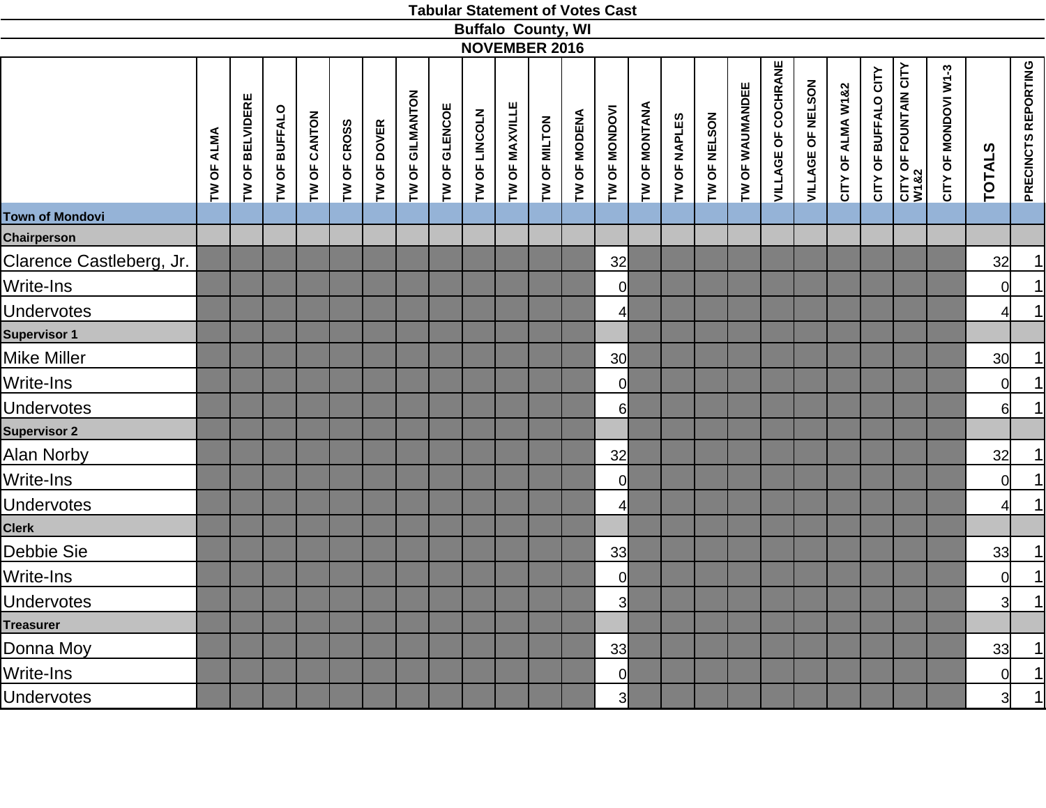# Tabular Statement of Votes Cast

## Buffalo County, WI

## NOVEMBER 2016

| | TW OF ALMA | TW OF BELVIDERE | TW OF BUFFALO | TW OF CANTON | TW OF CROSS | TW OF DOVER | TW OF GILMANTON | TW OF GLENCOE | TW OF LINCOLN | TW OF MAXVILLE | TW OF MILTON | TW OF MODENA | TW OF MONDOVI | TW OF MONTANA | TW OF NAPLES | TW OF NELSON | TW OF WAUMANDEE | VILLAGE OF COCHRANE | VILLAGE OF NELSON | CITY OF ALMA W1&2 | CITY OF BUFFALO CITY | CITY OF FOUNTAIN CITY W1&2 | CITY OF MONDOVI W1-3 | TOTALS | PRECINCTS REPORTING |
|---|---|---|---|---|---|---|---|---|---|---|---|---|---|---|---|---|---|---|---|---|---|---|---|---|---|
| **Town of Mondovi** | | | | | | | | | | | | | | | | | | | | | | | | | |
| **Chairperson** | | | | | | | | | | | | | | | | | | | | | | | | | |
| Clarence Castleberg, Jr. | | | | | | | | | | | | | 32 | | | | | | | | | | | 32 | 1 |
| Write-Ins | | | | | | | | | | | | | 0 | | | | | | | | | | | 0 | 1 |
| Undervotes | | | | | | | | | | | | | 4 | | | | | | | | | | | 4 | 1 |
| **Supervisor 1** | | | | | | | | | | | | | | | | | | | | | | | | | |
| Mike Miller | | | | | | | | | | | | | 30 | | | | | | | | | | | 30 | 1 |
| Write-Ins | | | | | | | | | | | | | 0 | | | | | | | | | | | 0 | 1 |
| Undervotes | | | | | | | | | | | | | 6 | | | | | | | | | | | 6 | 1 |
| **Supervisor 2** | | | | | | | | | | | | | | | | | | | | | | | | | |
| Alan Norby | | | | | | | | | | | | | 32 | | | | | | | | | | | 32 | 1 |
| Write-Ins | | | | | | | | | | | | | 0 | | | | | | | | | | | 0 | 1 |
| Undervotes | | | | | | | | | | | | | 4 | | | | | | | | | | | 4 | 1 |
| **Clerk** | | | | | | | | | | | | | | | | | | | | | | | | | |
| Debbie Sie | | | | | | | | | | | | | 33 | | | | | | | | | | | 33 | 1 |
| Write-Ins | | | | | | | | | | | | | 0 | | | | | | | | | | | 0 | 1 |
| Undervotes | | | | | | | | | | | | | 3 | | | | | | | | | | | 3 | 1 |
| **Treasurer** | | | | | | | | | | | | | | | | | | | | | | | | | |
| Donna Moy | | | | | | | | | | | | | 33 | | | | | | | | | | | 33 | 1 |
| Write-Ins | | | | | | | | | | | | | 0 | | | | | | | | | | | 0 | 1 |
| Undervotes | | | | | | | | | | | | | 3 | | | | | | | | | | | 3 | 1 |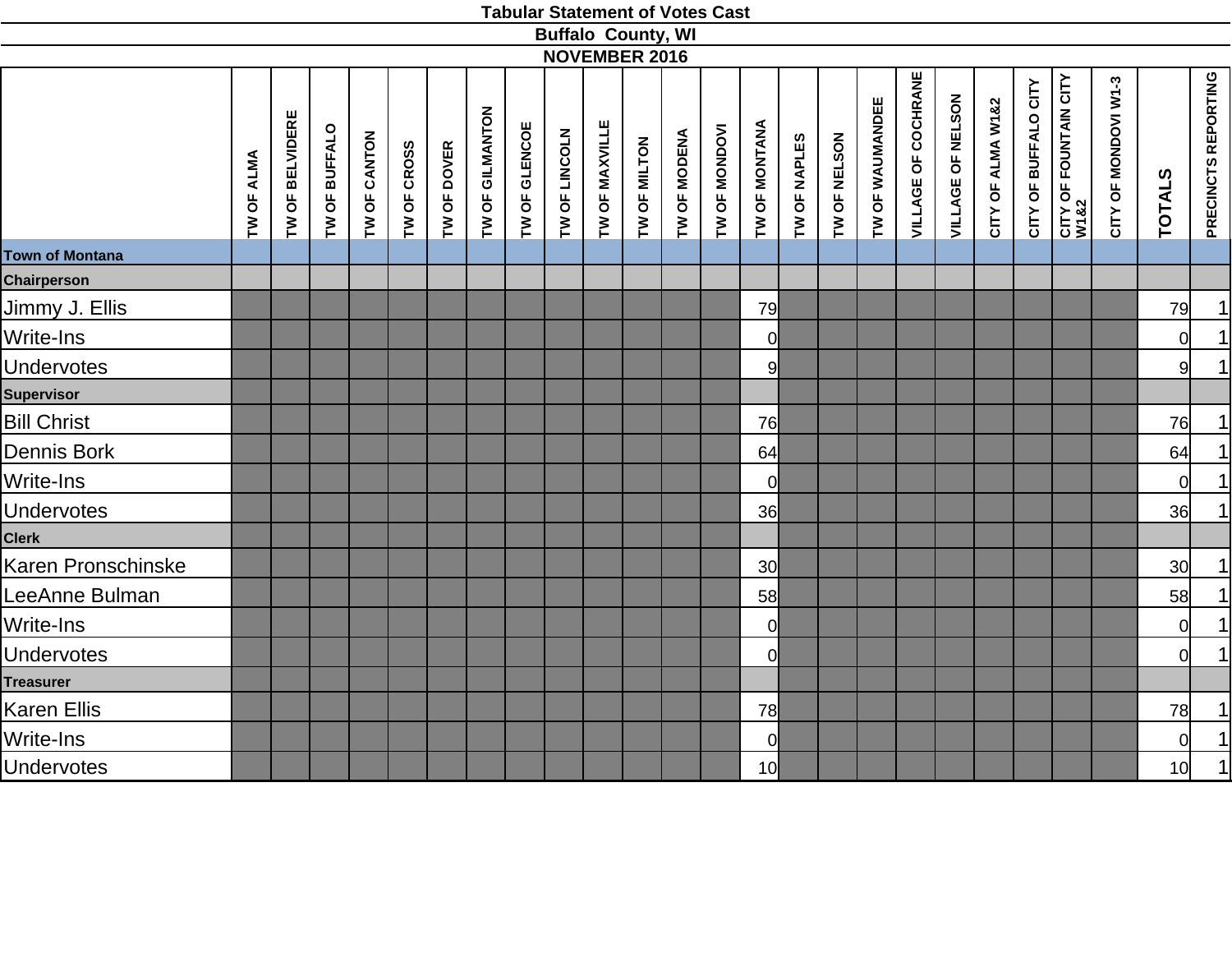# Tabular Statement of Votes Cast

## Buffalo County, WI

## NOVEMBER 2016

| | TW OF ALMA | TW OF BELVIDERE | TW OF BUFFALO | TW OF CANTON | TW OF CROSS | TW OF DOVER | TW OF GILMANTON | TW OF GLENCOE | TW OF LINCOLN | TW OF MAXVILLE | TW OF MILTON | TW OF MODENA | TW OF MONDOVI | TW OF MONTANA | TW OF NAPLES | TW OF NELSON | TW OF WAUMANDEE | VILLAGE OF COCHRANE | VILLAGE OF NELSON | CITY OF ALMA W1&2 | CITY OF BUFFALO CITY | CITY OF FOUNTAIN CITY W1&2 | CITY OF MONDOVI W1-3 | TOTALS | PRECINCTS REPORTING |
|---|---|---|---|---|---|---|---|---|---|---|---|---|---|---|---|---|---|---|---|---|---|---|---|---|---|
| **Town of Montana** | | | | | | | | | | | | | | | | | | | | | | | | | |
| **Chairperson** | | | | | | | | | | | | | | | | | | | | | | | | | |
| Jimmy J. Ellis | | | | | | | | | | | | | | 79 | | | | | | | | | | 79 | 1 |
| Write-Ins | | | | | | | | | | | | | | 0 | | | | | | | | | | 0 | 1 |
| Undervotes | | | | | | | | | | | | | | 9 | | | | | | | | | | 9 | 1 |
| **Supervisor** | | | | | | | | | | | | | | | | | | | | | | | | | |
| Bill Christ | | | | | | | | | | | | | | 76 | | | | | | | | | | 76 | 1 |
| Dennis Bork | | | | | | | | | | | | | | 64 | | | | | | | | | | 64 | 1 |
| Write-Ins | | | | | | | | | | | | | | 0 | | | | | | | | | | 0 | 1 |
| Undervotes | | | | | | | | | | | | | | 36 | | | | | | | | | | 36 | 1 |
| **Clerk** | | | | | | | | | | | | | | | | | | | | | | | | | |
| Karen Pronschinske | | | | | | | | | | | | | | 30 | | | | | | | | | | 30 | 1 |
| LeeAnne Bulman | | | | | | | | | | | | | | 58 | | | | | | | | | | 58 | 1 |
| Write-Ins | | | | | | | | | | | | | | 0 | | | | | | | | | | 0 | 1 |
| Undervotes | | | | | | | | | | | | | | 0 | | | | | | | | | | 0 | 1 |
| **Treasurer** | | | | | | | | | | | | | | | | | | | | | | | | | |
| Karen Ellis | | | | | | | | | | | | | | 78 | | | | | | | | | | 78 | 1 |
| Write-Ins | | | | | | | | | | | | | | 0 | | | | | | | | | | 0 | 1 |
| Undervotes | | | | | | | | | | | | | | 10 | | | | | | | | | | 10 | 1 |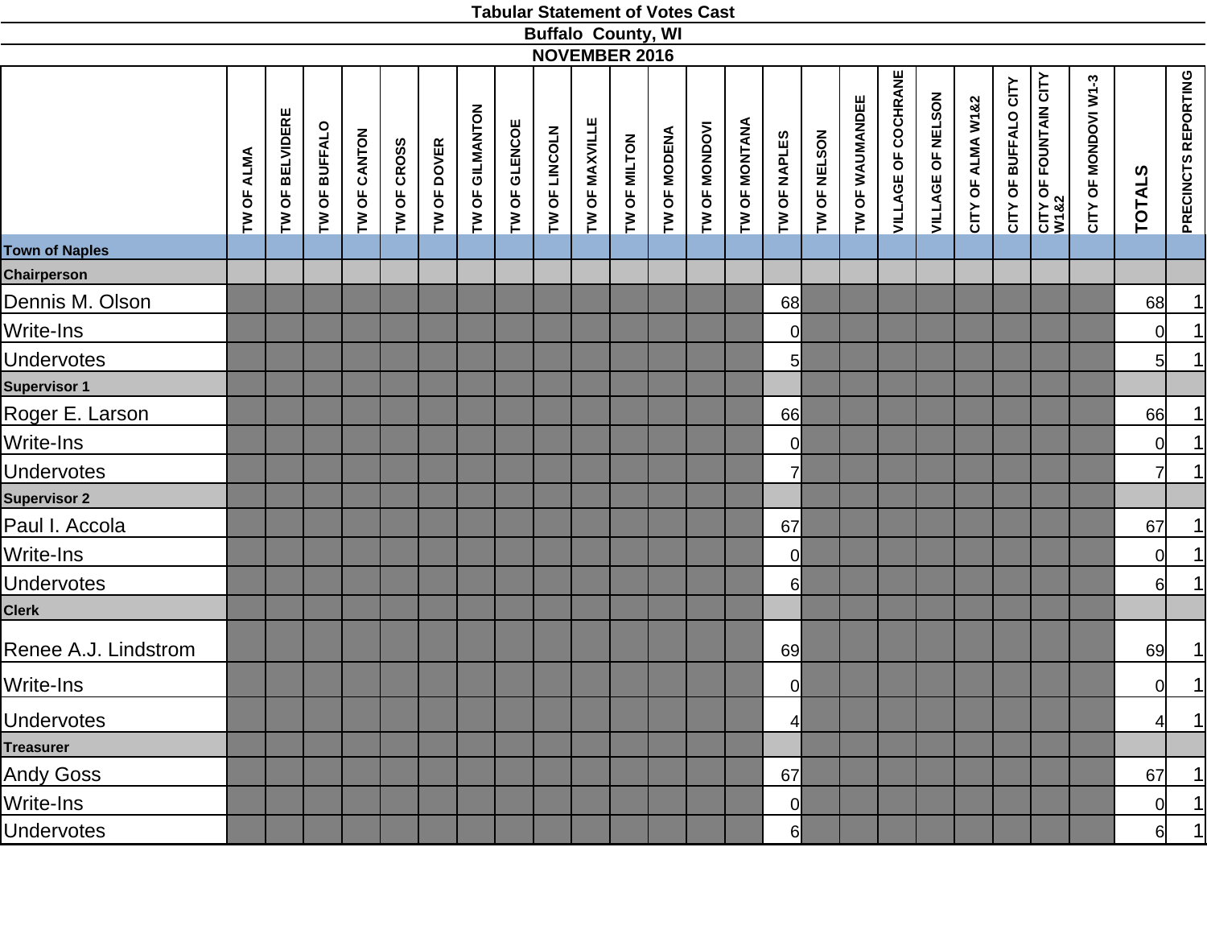# Tabular Statement of Votes Cast

## Buffalo County, WI

## NOVEMBER 2016

| | TW OF ALMA | TW OF BELVIDERE | TW OF BUFFALO | TW OF CANTON | TW OF CROSS | TW OF DOVER | TW OF GILMANTON | TW OF GLENCOE | TW OF LINCOLN | TW OF MAXVILLE | TW OF MILTON | TW OF MODENA | TW OF MONDOVI | TW OF MONTANA | TW OF NAPLES | TW OF NELSON | TW OF WAUMANDEE | VILLAGE OF COCHRANE | VILLAGE OF NELSON | CITY OF ALMA W1&2 | CITY OF BUFFALO CITY | CITY OF FOUNTAIN CITY W1&2 | CITY OF MONDOVI W1-3 | TOTALS | PRECINCTS REPORTING |
|---|---|---|---|---|---|---|---|---|---|---|---|---|---|---|---|---|---|---|---|---|---|---|---|---|---|
| **Town of Naples** | | | | | | | | | | | | | | | | | | | | | | | | | |
| **Chairperson** | | | | | | | | | | | | | | | | | | | | | | | | | |
| Dennis M. Olson | | | | | | | | | | | | | | | 68 | | | | | | | | | 68 | 1 |
| Write-Ins | | | | | | | | | | | | | | | 0 | | | | | | | | | 0 | 1 |
| Undervotes | | | | | | | | | | | | | | | 5 | | | | | | | | | 5 | 1 |
| **Supervisor 1** | | | | | | | | | | | | | | | | | | | | | | | | | |
| Roger E. Larson | | | | | | | | | | | | | | | 66 | | | | | | | | | 66 | 1 |
| Write-Ins | | | | | | | | | | | | | | | 0 | | | | | | | | | 0 | 1 |
| Undervotes | | | | | | | | | | | | | | | 7 | | | | | | | | | 7 | 1 |
| **Supervisor 2** | | | | | | | | | | | | | | | | | | | | | | | | | |
| Paul I. Accola | | | | | | | | | | | | | | | 67 | | | | | | | | | 67 | 1 |
| Write-Ins | | | | | | | | | | | | | | | 0 | | | | | | | | | 0 | 1 |
| Undervotes | | | | | | | | | | | | | | | 6 | | | | | | | | | 6 | 1 |
| **Clerk** | | | | | | | | | | | | | | | | | | | | | | | | | |
| Renee A.J. Lindstrom | | | | | | | | | | | | | | | 69 | | | | | | | | | 69 | 1 |
| Write-Ins | | | | | | | | | | | | | | | 0 | | | | | | | | | 0 | 1 |
| Undervotes | | | | | | | | | | | | | | | 4 | | | | | | | | | 4 | 1 |
| **Treasurer** | | | | | | | | | | | | | | | | | | | | | | | | | |
| Andy Goss | | | | | | | | | | | | | | | 67 | | | | | | | | | 67 | 1 |
| Write-Ins | | | | | | | | | | | | | | | 0 | | | | | | | | | 0 | 1 |
| Undervotes | | | | | | | | | | | | | | | 6 | | | | | | | | | 6 | 1 |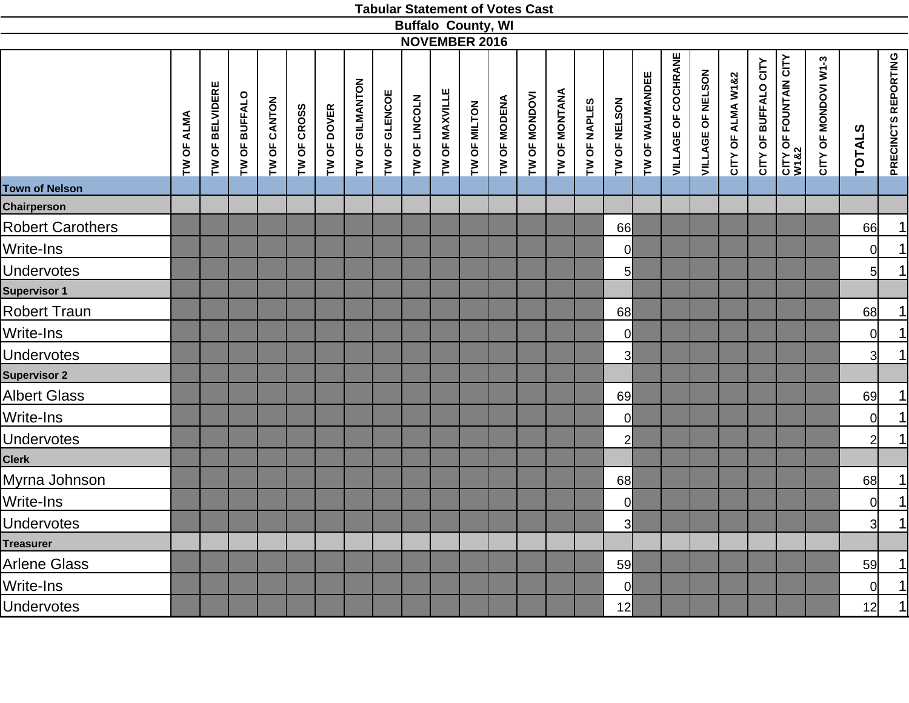**Tabular Statement of Votes Cast**

**Buffalo County, WI**

**NOVEMBER 2016**

| | TW OF ALMA | TW OF BELVIDERE | TW OF BUFFALO | TW OF CANTON | TW OF CROSS | TW OF DOVER | TW OF GILMANTON | TW OF GLENCOE | TW OF LINCOLN | TW OF MAXVILLE | TW OF MILTON | TW OF MODENA | TW OF MONDOVI | TW OF MONTANA | TW OF NAPLES | TW OF NELSON | TW OF WAUMANDEE | VILLAGE OF COCHRANE | VILLAGE OF NELSON | CITY OF ALMA W1&2 | CITY OF BUFFALO CITY | CITY OF FOUNTAIN CITY W1&2 | CITY OF MONDOVI W1-3 | TOTALS | PRECINCTS REPORTING |
|---|---|---|---|---|---|---|---|---|---|---|---|---|---|---|---|---|---|---|---|---|---|---|---|---|---|
| **Town of Nelson** | | | | | | | | | | | | | | | | | | | | | | | | | |
| **Chairperson** | | | | | | | | | | | | | | | | | | | | | | | | | |
| Robert Carothers | | | | | | | | | | | | | | | | 66 | | | | | | | | 66 | 1 |
| Write-Ins | | | | | | | | | | | | | | | | 0 | | | | | | | | 0 | 1 |
| Undervotes | | | | | | | | | | | | | | | | 5 | | | | | | | | 5 | 1 |
| **Supervisor 1** | | | | | | | | | | | | | | | | | | | | | | | | | |
| Robert Traun | | | | | | | | | | | | | | | | 68 | | | | | | | | 68 | 1 |
| Write-Ins | | | | | | | | | | | | | | | | 0 | | | | | | | | 0 | 1 |
| Undervotes | | | | | | | | | | | | | | | | 3 | | | | | | | | 3 | 1 |
| **Supervisor 2** | | | | | | | | | | | | | | | | | | | | | | | | | |
| Albert Glass | | | | | | | | | | | | | | | | 69 | | | | | | | | 69 | 1 |
| Write-Ins | | | | | | | | | | | | | | | | 0 | | | | | | | | 0 | 1 |
| Undervotes | | | | | | | | | | | | | | | | 2 | | | | | | | | 2 | 1 |
| **Clerk** | | | | | | | | | | | | | | | | | | | | | | | | | |
| Myrna Johnson | | | | | | | | | | | | | | | | 68 | | | | | | | | 68 | 1 |
| Write-Ins | | | | | | | | | | | | | | | | 0 | | | | | | | | 0 | 1 |
| Undervotes | | | | | | | | | | | | | | | | 3 | | | | | | | | 3 | 1 |
| **Treasurer** | | | | | | | | | | | | | | | | | | | | | | | | | |
| Arlene Glass | | | | | | | | | | | | | | | | 59 | | | | | | | | 59 | 1 |
| Write-Ins | | | | | | | | | | | | | | | | 0 | | | | | | | | 0 | 1 |
| Undervotes | | | | | | | | | | | | | | | | 12 | | | | | | | | 12 | 1 |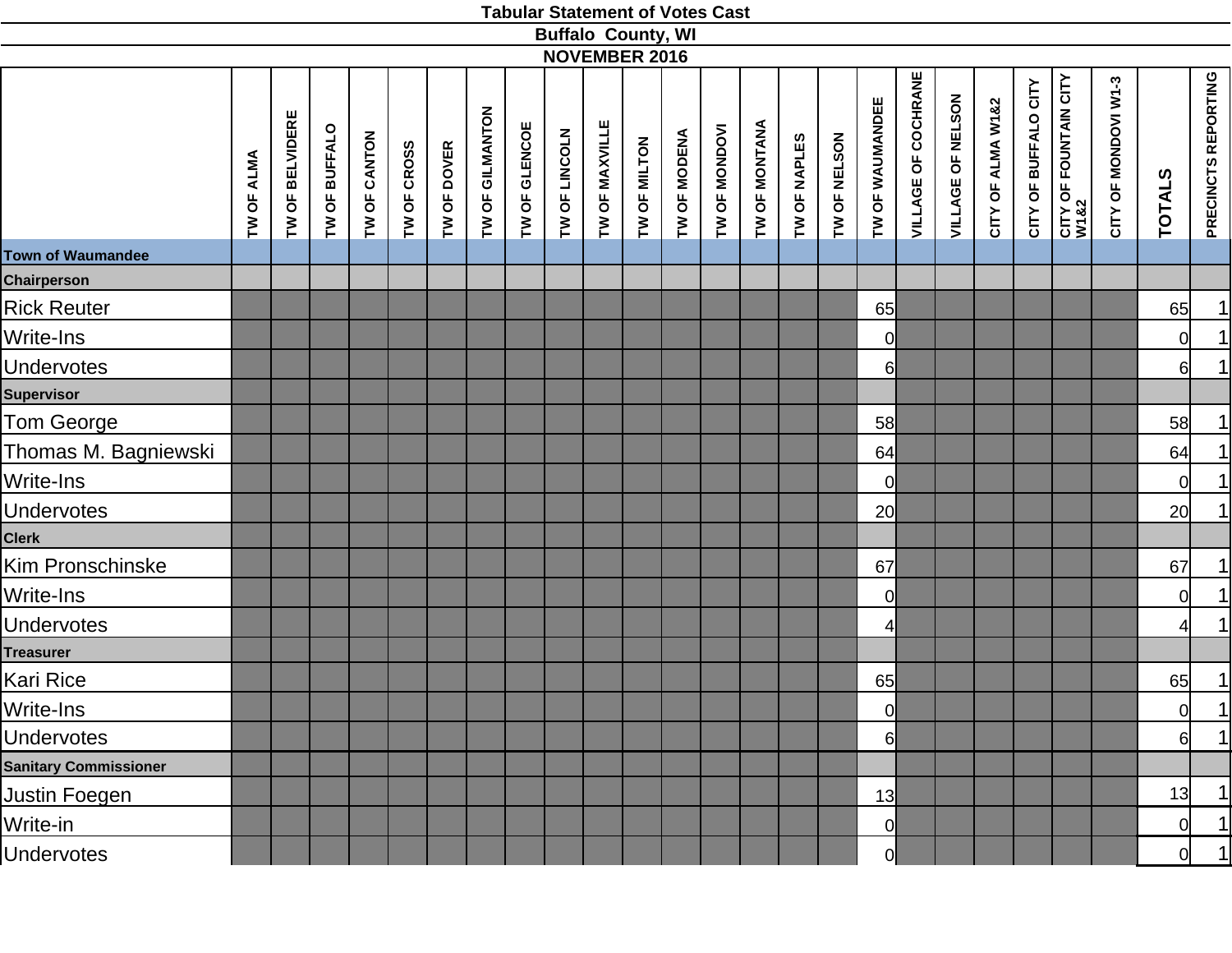**Tabular Statement of Votes Cast**

**Buffalo County, WI**

**NOVEMBER 2016**

| | TW OF ALMA | TW OF BELVIDERE | TW OF BUFFALO | TW OF CANTON | TW OF CROSS | TW OF DOVER | TW OF GILMANTON | TW OF GLENCOE | TW OF LINCOLN | TW OF MAXVILLE | TW OF MILTON | TW OF MODENA | TW OF MONDOVI | TW OF MONTANA | TW OF NAPLES | TW OF NELSON | TW OF WAUMANDEE | VILLAGE OF COCHRANE | VILLAGE OF NELSON | CITY OF ALMA W1&2 | CITY OF BUFFALO CITY | CITY OF FOUNTAIN CITY W1&2 | CITY OF MONDOVI W1-3 | TOTALS | PRECINCTS REPORTING |
|---|---|---|---|---|---|---|---|---|---|---|---|---|---|---|---|---|---|---|---|---|---|---|---|---|---|
| **Town of Waumandee** | | | | | | | | | | | | | | | | | | | | | | | | | |
| **Chairperson** | | | | | | | | | | | | | | | | | | | | | | | | | |
| Rick Reuter | | | | | | | | | | | | | | | | | 65 | | | | | | | 65 | 1 |
| Write-Ins | | | | | | | | | | | | | | | | | 0 | | | | | | | 0 | 1 |
| Undervotes | | | | | | | | | | | | | | | | | 6 | | | | | | | 6 | 1 |
| **Supervisor** | | | | | | | | | | | | | | | | | | | | | | | | | |
| Tom George | | | | | | | | | | | | | | | | | 58 | | | | | | | 58 | 1 |
| Thomas M. Bagniewski | | | | | | | | | | | | | | | | | 64 | | | | | | | 64 | 1 |
| Write-Ins | | | | | | | | | | | | | | | | | 0 | | | | | | | 0 | 1 |
| Undervotes | | | | | | | | | | | | | | | | | 20 | | | | | | | 20 | 1 |
| **Clerk** | | | | | | | | | | | | | | | | | | | | | | | | | |
| Kim Pronschinske | | | | | | | | | | | | | | | | | 67 | | | | | | | 67 | 1 |
| Write-Ins | | | | | | | | | | | | | | | | | 0 | | | | | | | 0 | 1 |
| Undervotes | | | | | | | | | | | | | | | | | 4 | | | | | | | 4 | 1 |
| **Treasurer** | | | | | | | | | | | | | | | | | | | | | | | | | |
| Kari Rice | | | | | | | | | | | | | | | | | 65 | | | | | | | 65 | 1 |
| Write-Ins | | | | | | | | | | | | | | | | | 0 | | | | | | | 0 | 1 |
| Undervotes | | | | | | | | | | | | | | | | | 6 | | | | | | | 6 | 1 |
| **Sanitary Commissioner** | | | | | | | | | | | | | | | | | | | | | | | | | |
| Justin Foegen | | | | | | | | | | | | | | | | | 13 | | | | | | | 13 | 1 |
| Write-in | | | | | | | | | | | | | | | | | 0 | | | | | | | 0 | 1 |
| Undervotes | | | | | | | | | | | | | | | | | 0 | | | | | | | 0 | 1 |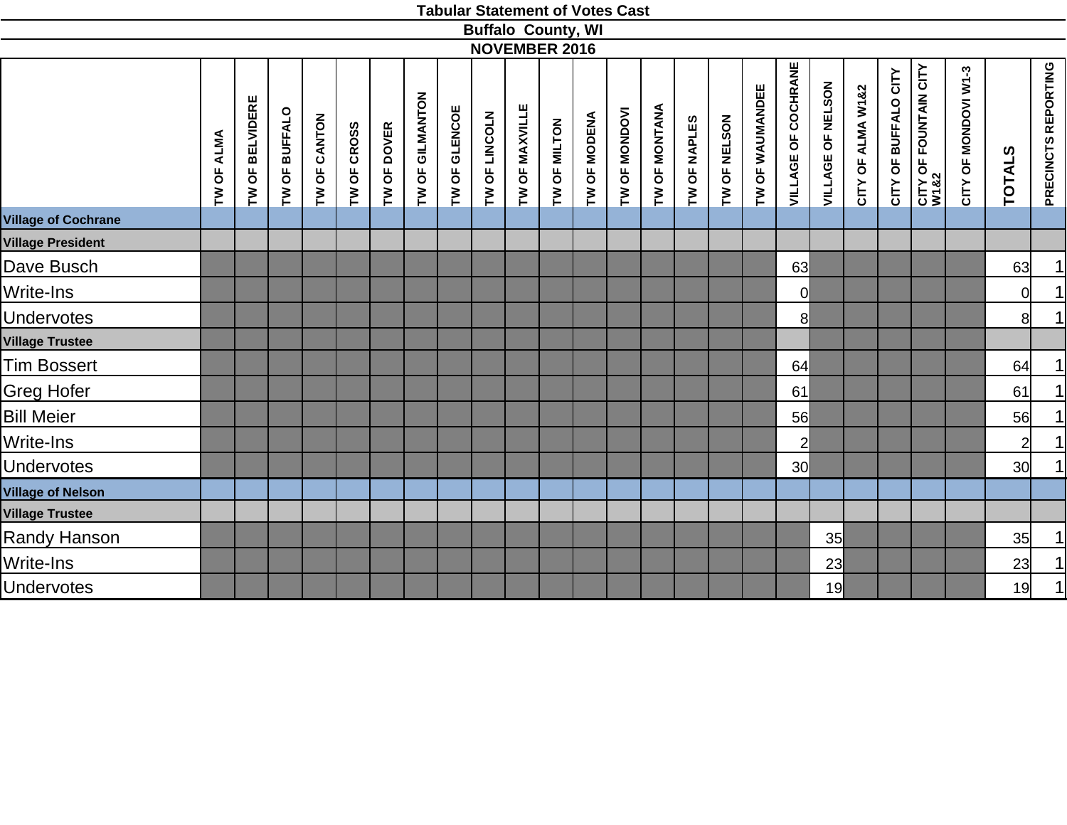**Tabular Statement of Votes Cast**

**Buffalo County, WI**

**NOVEMBER 2016**

| | TW OF ALMA | TW OF BELVIDERE | TW OF BUFFALO | TW OF CANTON | TW OF CROSS | TW OF DOVER | TW OF GILMANTON | TW OF GLENCOE | TW OF LINCOLN | TW OF MAXVILLE | TW OF MILTON | TW OF MODENA | TW OF MONDOVI | TW OF MONTANA | TW OF NAPLES | TW OF NELSON | TW OF WAUMANDEE | VILLAGE OF COCHRANE | VILLAGE OF NELSON | CITY OF ALMA W1&2 | CITY OF BUFFALO CITY | CITY OF FOUNTAIN CITY W1&2 | CITY OF MONDOVI W1-3 | TOTALS | PRECINCTS REPORTING |
|---|---|---|---|---|---|---|---|---|---|---|---|---|---|---|---|---|---|---|---|---|---|---|---|---|---|
| **Village of Cochrane** | | | | | | | | | | | | | | | | | | | | | | | | | |
| **Village President** | | | | | | | | | | | | | | | | | | | | | | | | | |
| Dave Busch | | | | | | | | | | | | | | | | | | 63 | | | | | | 63 | 1 |
| Write-Ins | | | | | | | | | | | | | | | | | | 0 | | | | | | 0 | 1 |
| Undervotes | | | | | | | | | | | | | | | | | | 8 | | | | | | 8 | 1 |
| **Village Trustee** | | | | | | | | | | | | | | | | | | | | | | | | | |
| Tim Bossert | | | | | | | | | | | | | | | | | | 64 | | | | | | 64 | 1 |
| Greg Hofer | | | | | | | | | | | | | | | | | | 61 | | | | | | 61 | 1 |
| Bill Meier | | | | | | | | | | | | | | | | | | 56 | | | | | | 56 | 1 |
| Write-Ins | | | | | | | | | | | | | | | | | | 2 | | | | | | 2 | 1 |
| Undervotes | | | | | | | | | | | | | | | | | | 30 | | | | | | 30 | 1 |
| **Village of Nelson** | | | | | | | | | | | | | | | | | | | | | | | | | |
| **Village Trustee** | | | | | | | | | | | | | | | | | | | | | | | | | |
| Randy Hanson | | | | | | | | | | | | | | | | | | | 35 | | | | | 35 | 1 |
| Write-Ins | | | | | | | | | | | | | | | | | | | 23 | | | | | 23 | 1 |
| Undervotes | | | | | | | | | | | | | | | | | | | 19 | | | | | 19 | 1 |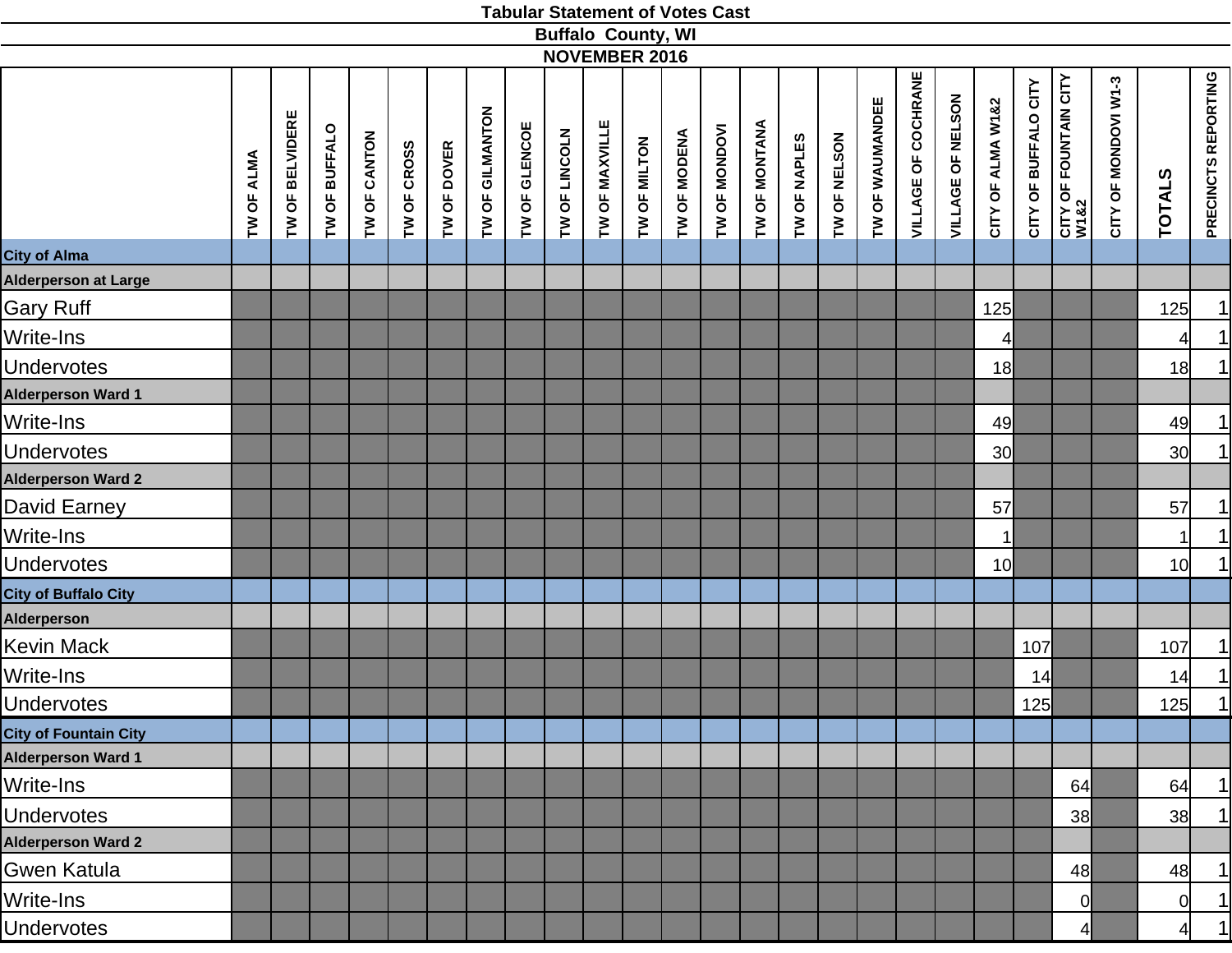**Tabular Statement of Votes Cast**

**Buffalo County, WI**

**NOVEMBER 2016**

| | TW OF ALMA | TW OF BELVIDERE | TW OF BUFFALO | TW OF CANTON | TW OF CROSS | TW OF DOVER | TW OF GILMANTON | TW OF GLENCOE | TW OF LINCOLN | TW OF MAXVILLE | TW OF MILTON | TW OF MODENA | TW OF MONDOVI | TW OF MONTANA | TW OF NAPLES | TW OF NELSON | TW OF WAUMANDEE | VILLAGE OF COCHRANE | VILLAGE OF NELSON | CITY OF ALMA W1&2 | CITY OF BUFFALO CITY | CITY OF FOUNTAIN CITY W1&2 | CITY OF MONDOVI W1-3 | TOTALS | PRECINCTS REPORTING |
|---|---|---|---|---|---|---|---|---|---|---|---|---|---|---|---|---|---|---|---|---|---|---|---|---|---|
| **City of Alma** | | | | | | | | | | | | | | | | | | | | | | | | | |
| **Alderperson at Large** | | | | | | | | | | | | | | | | | | | | | | | | | |
| Gary Ruff | | | | | | | | | | | | | | | | | | | | 125 | | | | 125 | 1 |
| Write-Ins | | | | | | | | | | | | | | | | | | | | 4 | | | | 4 | 1 |
| Undervotes | | | | | | | | | | | | | | | | | | | | 18 | | | | 18 | 1 |
| **Alderperson Ward 1** | | | | | | | | | | | | | | | | | | | | | | | | | |
| Write-Ins | | | | | | | | | | | | | | | | | | | | 49 | | | | 49 | 1 |
| Undervotes | | | | | | | | | | | | | | | | | | | | 30 | | | | 30 | 1 |
| **Alderperson Ward 2** | | | | | | | | | | | | | | | | | | | | | | | | | |
| David Earney | | | | | | | | | | | | | | | | | | | | 57 | | | | 57 | 1 |
| Write-Ins | | | | | | | | | | | | | | | | | | | | 1 | | | | 1 | 1 |
| Undervotes | | | | | | | | | | | | | | | | | | | | 10 | | | | 10 | 1 |
| **City of Buffalo City** | | | | | | | | | | | | | | | | | | | | | | | | | |
| **Alderperson** | | | | | | | | | | | | | | | | | | | | | | | | | |
| Kevin Mack | | | | | | | | | | | | | | | | | | | | | 107 | | | 107 | 1 |
| Write-Ins | | | | | | | | | | | | | | | | | | | | | 14 | | | 14 | 1 |
| Undervotes | | | | | | | | | | | | | | | | | | | | | 125 | | | 125 | 1 |
| **City of Fountain City** | | | | | | | | | | | | | | | | | | | | | | | | | |
| **Alderperson Ward 1** | | | | | | | | | | | | | | | | | | | | | | | | | |
| Write-Ins | | | | | | | | | | | | | | | | | | | | | | 64 | | 64 | 1 |
| Undervotes | | | | | | | | | | | | | | | | | | | | | | 38 | | 38 | 1 |
| **Alderperson Ward 2** | | | | | | | | | | | | | | | | | | | | | | | | | |
| Gwen Katula | | | | | | | | | | | | | | | | | | | | | | 48 | | 48 | 1 |
| Write-Ins | | | | | | | | | | | | | | | | | | | | | | 0 | | 0 | 1 |
| Undervotes | | | | | | | | | | | | | | | | | | | | | | 4 | | 4 | 1 |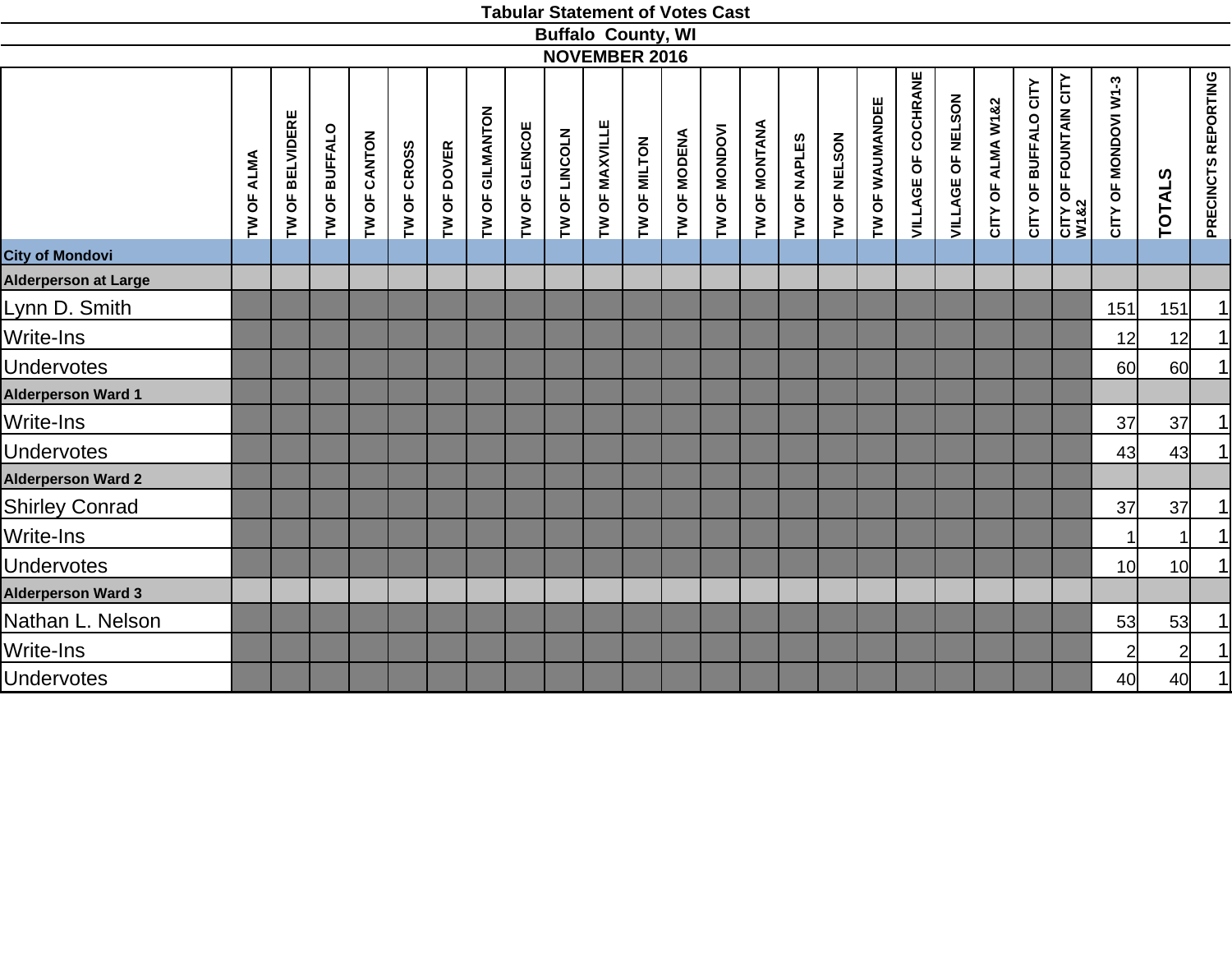# Tabular Statement of Votes Cast

## Buffalo County, WI

## NOVEMBER 2016

| | TW OF ALMA | TW OF BELVIDERE | TW OF BUFFALO | TW OF CANTON | TW OF CROSS | TW OF DOVER | TW OF GILMANTON | TW OF GLENCOE | TW OF LINCOLN | TW OF MAXVILLE | TW OF MILTON | TW OF MODENA | TW OF MONDOVI | TW OF MONTANA | TW OF NAPLES | TW OF NELSON | TW OF WAUMANDEE | VILLAGE OF COCHRANE | VILLAGE OF NELSON | CITY OF ALMA W1&2 | CITY OF BUFFALO CITY | CITY OF FOUNTAIN CITY W1&2 | CITY OF MONDOVI W1-3 | TOTALS | PRECINCTS REPORTING |
|---|---|---|---|---|---|---|---|---|---|---|---|---|---|---|---|---|---|---|---|---|---|---|---|---|---|
| **City of Mondovi** | | | | | | | | | | | | | | | | | | | | | | | | | |
| **Alderperson at Large** | | | | | | | | | | | | | | | | | | | | | | | | | |
| Lynn D. Smith | | | | | | | | | | | | | | | | | | | | | | | 151 | 151 | 1 |
| Write-Ins | | | | | | | | | | | | | | | | | | | | | | | 12 | 12 | 1 |
| Undervotes | | | | | | | | | | | | | | | | | | | | | | | 60 | 60 | 1 |
| **Alderperson Ward 1** | | | | | | | | | | | | | | | | | | | | | | | | | |
| Write-Ins | | | | | | | | | | | | | | | | | | | | | | | 37 | 37 | 1 |
| Undervotes | | | | | | | | | | | | | | | | | | | | | | | 43 | 43 | 1 |
| **Alderperson Ward 2** | | | | | | | | | | | | | | | | | | | | | | | | | |
| Shirley Conrad | | | | | | | | | | | | | | | | | | | | | | | 37 | 37 | 1 |
| Write-Ins | | | | | | | | | | | | | | | | | | | | | | | 1 | 1 | 1 |
| Undervotes | | | | | | | | | | | | | | | | | | | | | | | 10 | 10 | 1 |
| **Alderperson Ward 3** | | | | | | | | | | | | | | | | | | | | | | | | | |
| Nathan L. Nelson | | | | | | | | | | | | | | | | | | | | | | | 53 | 53 | 1 |
| Write-Ins | | | | | | | | | | | | | | | | | | | | | | | 2 | 2 | 1 |
| Undervotes | | | | | | | | | | | | | | | | | | | | | | | 40 | 40 | 1 |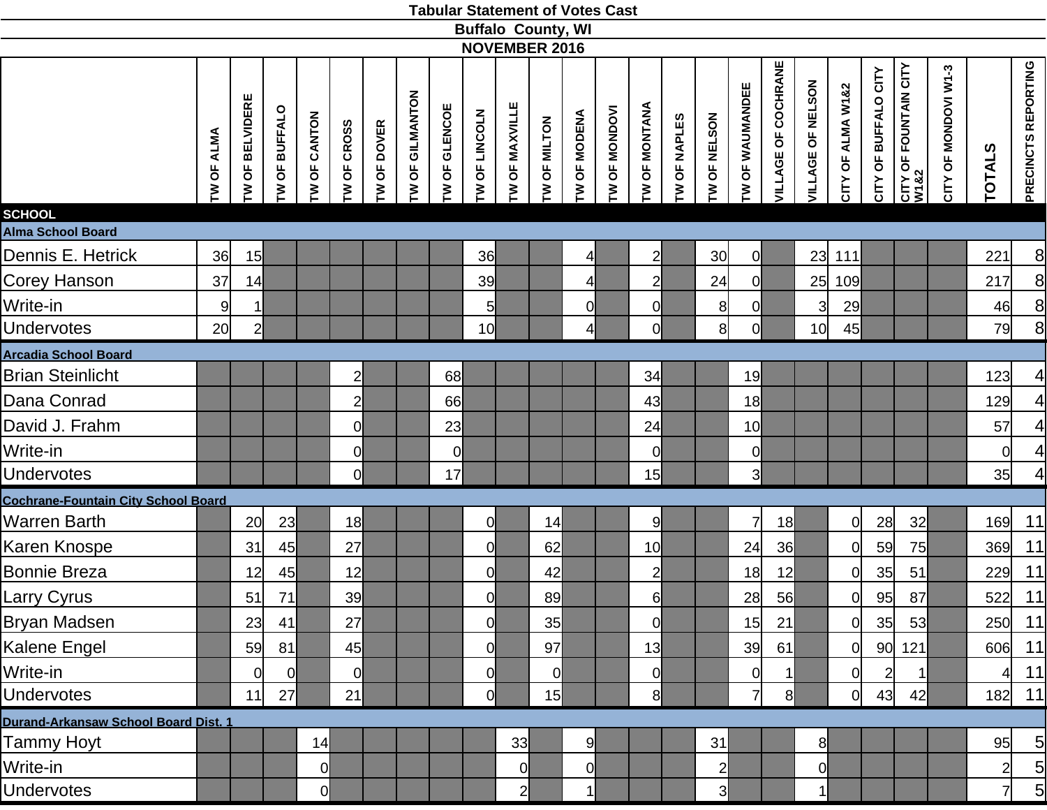# Tabular Statement of Votes Cast

## Buffalo County, WI

## NOVEMBER 2016

| | TW OF ALMA | TW OF BELVIDERE | TW OF BUFFALO | TW OF CANTON | TW OF CROSS | TW OF DOVER | TW OF GILMANTON | TW OF GLENCOE | TW OF LINCOLN | TW OF MAXVILLE | TW OF MILTON | TW OF MODENA | TW OF MONDOVI | TW OF MONTANA | TW OF NAPLES | TW OF NELSON | TW OF WAUMANDEE | VILLAGE OF COCHRANE | VILLAGE OF NELSON | CITY OF ALMA W1&2 | CITY OF BUFFALO CITY | CITY OF FOUNTAIN CITY W1&2 | CITY OF MONDOVI W1-3 | TOTALS | PRECINCTS REPORTING |
|---|---|---|---|---|---|---|---|---|---|---|---|---|---|---|---|---|---|---|---|---|---|---|---|---|---|
| **SCHOOL** | | | | | | | | | | | | | | | | | | | | | | | | | |
| **Alma School Board** | | | | | | | | | | | | | | | | | | | | | | | | | |
| Dennis E. Hetrick | 36 | 15 | | | | | | | 36 | | | 4 | | 2 | | 30 | 0 | | 23 | 111 | | | | 221 | 8 |
| Corey Hanson | 37 | 14 | | | | | | | 39 | | | 4 | | 2 | | 24 | 0 | | 25 | 109 | | | | 217 | 8 |
| Write-in | 9 | 1 | | | | | | | 5 | | | 0 | | 0 | | 8 | 0 | | 3 | 29 | | | | 46 | 8 |
| Undervotes | 20 | 2 | | | | | | | 10 | | | 4 | | 0 | | 8 | 0 | | 10 | 45 | | | | 79 | 8 |
| **Arcadia School Board** | | | | | | | | | | | | | | | | | | | | | | | | | |
| Brian Steinlicht | | | | | 2 | | | 68 | | | | | | 34 | | | 19 | | | | | | | 123 | 4 |
| Dana Conrad | | | | | 2 | | | 66 | | | | | | 43 | | | 18 | | | | | | | 129 | 4 |
| David J. Frahm | | | | | 0 | | | 23 | | | | | | 24 | | | 10 | | | | | | | 57 | 4 |
| Write-in | | | | | 0 | | | 0 | | | | | | 0 | | | 0 | | | | | | | 0 | 4 |
| Undervotes | | | | | 0 | | | 17 | | | | | | 15 | | | 3 | | | | | | | 35 | 4 |
| **Cochrane-Fountain City School Board** | | | | | | | | | | | | | | | | | | | | | | | | | |
| Warren Barth | | 20 | 23 | | 18 | | | | 0 | | 14 | | | 9 | | | 7 | 18 | | 0 | 28 | 32 | | 169 | 11 |
| Karen Knospe | | 31 | 45 | | 27 | | | | 0 | | 62 | | | 10 | | | 24 | 36 | | 0 | 59 | 75 | | 369 | 11 |
| Bonnie Breza | | 12 | 45 | | 12 | | | | 0 | | 42 | | | 2 | | | 18 | 12 | | 0 | 35 | 51 | | 229 | 11 |
| Larry Cyrus | | 51 | 71 | | 39 | | | | 0 | | 89 | | | 6 | | | 28 | 56 | | 0 | 95 | 87 | | 522 | 11 |
| Bryan Madsen | | 23 | 41 | | 27 | | | | 0 | | 35 | | | 0 | | | 15 | 21 | | 0 | 35 | 53 | | 250 | 11 |
| Kalene Engel | | 59 | 81 | | 45 | | | | 0 | | 97 | | | 13 | | | 39 | 61 | | 0 | 90 | 121 | | 606 | 11 |
| Write-in | | 0 | 0 | | 0 | | | | 0 | | 0 | | | 0 | | | 0 | 1 | | 0 | 2 | 1 | | 4 | 11 |
| Undervotes | | 11 | 27 | | 21 | | | | 0 | | 15 | | | 8 | | | 7 | 8 | | 0 | 43 | 42 | | 182 | 11 |
| **Durand-Arkansaw School Board Dist. 1** | | | | | | | | | | | | | | | | | | | | | | | | | |
| Tammy Hoyt | | | | 14 | | | | | | 33 | | 9 | | | | 31 | | | 8 | | | | | 95 | 5 |
| Write-in | | | | 0 | | | | | | 0 | | 0 | | | | 2 | | | 0 | | | | | 2 | 5 |
| Undervotes | | | | 0 | | | | | | 2 | | 1 | | | | 3 | | | 1 | | | | | 7 | 5 |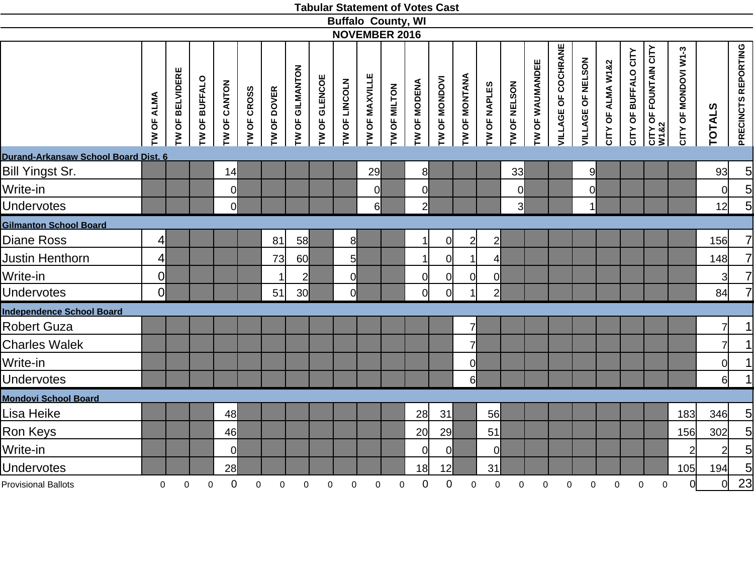**Tabular Statement of Votes Cast**

**Buffalo County, WI**

**NOVEMBER 2016**

| | TW OF ALMA | TW OF BELVIDERE | TW OF BUFFALO | TW OF CANTON | TW OF CROSS | TW OF DOVER | TW OF GILMANTON | TW OF GLENCOE | TW OF LINCOLN | TW OF MAXVILLE | TW OF MILTON | TW OF MODENA | TW OF MONDOVI | TW OF MONTANA | TW OF NAPLES | TW OF NELSON | TW OF WAUMANDEE | VILLAGE OF COCHRANE | VILLAGE OF NELSON | CITY OF ALMA W1&2 | CITY OF BUFFALO CITY | CITY OF FOUNTAIN CITY W1&2 | CITY OF MONDOVI W1-3 | TOTALS | PRECINCTS REPORTING |
|---|---|---|---|---|---|---|---|---|---|---|---|---|---|---|---|---|---|---|---|---|---|---|---|---|---|
| **Durand-Arkansaw School Board Dist. 6** | | | | | | | | | | | | | | | | | | | | | | | | | |
| Bill Yingst Sr. | | | | 14 | | | | | | 29 | | 8 | | | | 33 | | | 9 | | | | | 93 | 5 |
| Write-in | | | | 0 | | | | | | 0 | | 0 | | | | 0 | | | 0 | | | | | 0 | 5 |
| Undervotes | | | | 0 | | | | | | 6 | | 2 | | | | 3 | | | 1 | | | | | 12 | 5 |
| **Gilmanton School Board** | | | | | | | | | | | | | | | | | | | | | | | | | |
| Diane Ross | 4 | | | | | 81 | 58 | | 8 | | | 1 | 0 | 2 | 2 | | | | | | | | | 156 | 7 |
| Justin Henthorn | 4 | | | | | 73 | 60 | | 5 | | | 1 | 0 | 1 | 4 | | | | | | | | | 148 | 7 |
| Write-in | 0 | | | | | 1 | 2 | | 0 | | | 0 | 0 | 0 | 0 | | | | | | | | | 3 | 7 |
| Undervotes | 0 | | | | | 51 | 30 | | 0 | | | 0 | 0 | 1 | 2 | | | | | | | | | 84 | 7 |
| **Independence School Board** | | | | | | | | | | | | | | | | | | | | | | | | | |
| Robert Guza | | | | | | | | | | | | | | 7 | | | | | | | | | | 7 | 1 |
| Charles Walek | | | | | | | | | | | | | | 7 | | | | | | | | | | 7 | 1 |
| Write-in | | | | | | | | | | | | | | 0 | | | | | | | | | | 0 | 1 |
| Undervotes | | | | | | | | | | | | | | 6 | | | | | | | | | | 6 | 1 |
| **Mondovi School Board** | | | | | | | | | | | | | | | | | | | | | | | | | |
| Lisa Heike | | | | 48 | | | | | | | | 28 | 31 | | 56 | | | | | | | | 183 | 346 | 5 |
| Ron Keys | | | | 46 | | | | | | | | 20 | 29 | | 51 | | | | | | | | 156 | 302 | 5 |
| Write-in | | | | 0 | | | | | | | | 0 | 0 | | 0 | | | | | | | | 2 | 2 | 5 |
| Undervotes | | | | 28 | | | | | | | | 18 | 12 | | 31 | | | | | | | | 105 | 194 | 5 |
| Provisional Ballots | 0 | 0 | 0 | 0 | 0 | 0 | 0 | 0 | 0 | 0 | 0 | 0 | 0 | 0 | 0 | 0 | 0 | 0 | 0 | 0 | 0 | 0 | 0 | 0 | 23 |